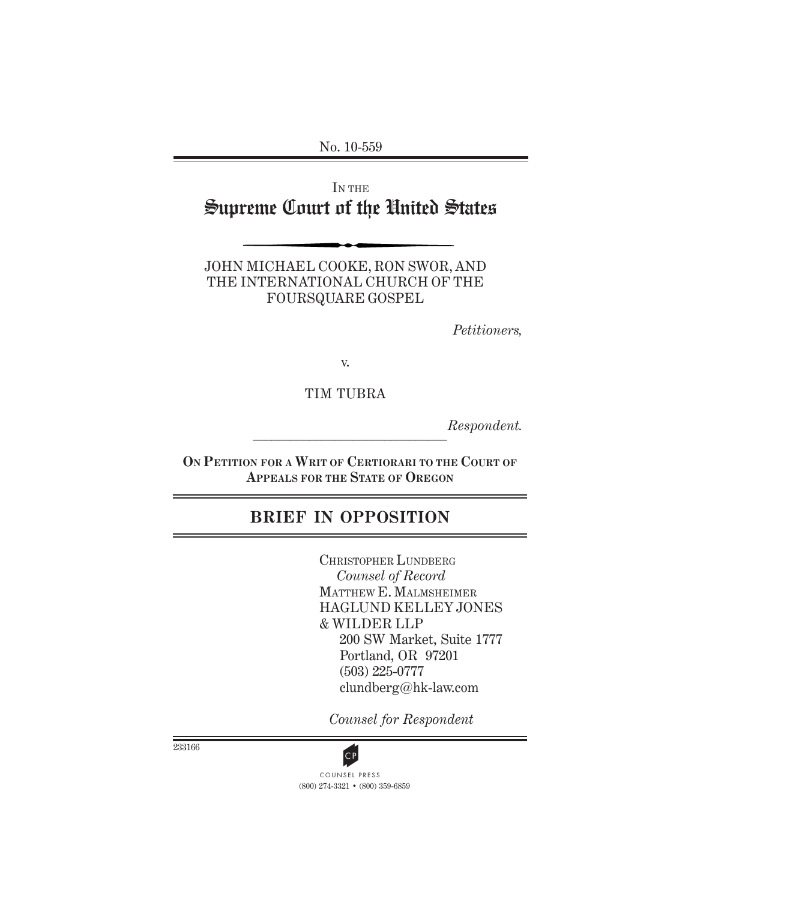No. 10-559

IN THE

# Supreme Court of the United States

JOHN MICHAEL COOKE, RON SWOR, AND THE INTERNATIONAL CHURCH OF THE FOURSQUARE GOSPEL

*Petitioners,*

v.

TIM TUBRA

*Respondent.*

**ON PETITION FOR A WRIT OF CERTIORARI TO THE COURT OF APPEALS FOR THE STATE OF OREGON**

## BRIEF IN OPPOSITION

CHRISTOPHER LUNDBERG
*Counsel of Record*
MATTHEW E. MALMSHEIMER
HAGLUND KELLEY JONES & WILDER LLP
200 SW Market, Suite 1777
Portland, OR 97201
(503) 225-0777
clundberg@hk-law.com

*Counsel for Respondent*

233166

COUNSEL PRESS
(800) 274-3321 • (800) 359-6859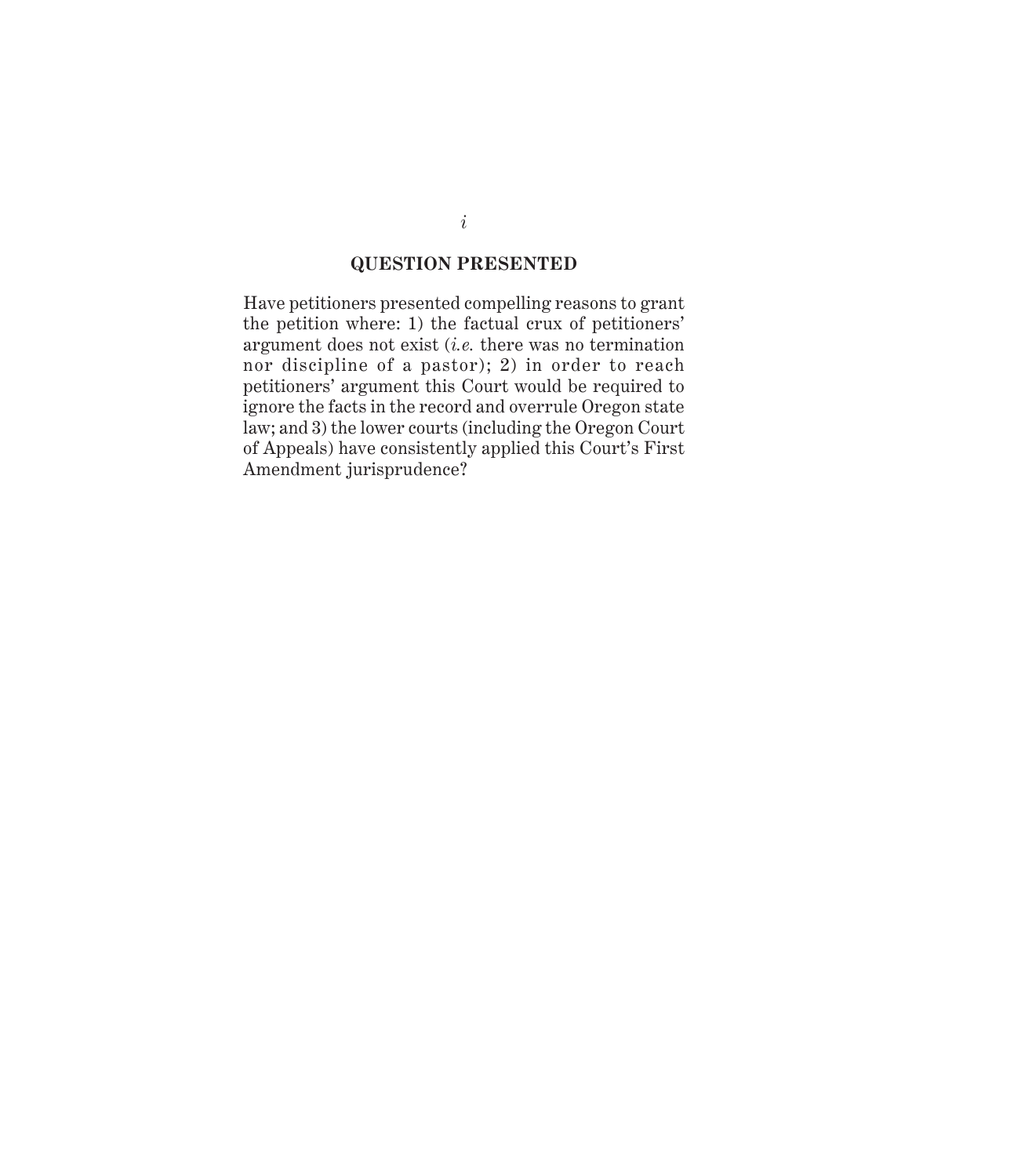## QUESTION PRESENTED

Have petitioners presented compelling reasons to grant the petition where: 1) the factual crux of petitioners' argument does not exist (*i.e.* there was no termination nor discipline of a pastor); 2) in order to reach petitioners' argument this Court would be required to ignore the facts in the record and overrule Oregon state law; and 3) the lower courts (including the Oregon Court of Appeals) have consistently applied this Court's First Amendment jurisprudence?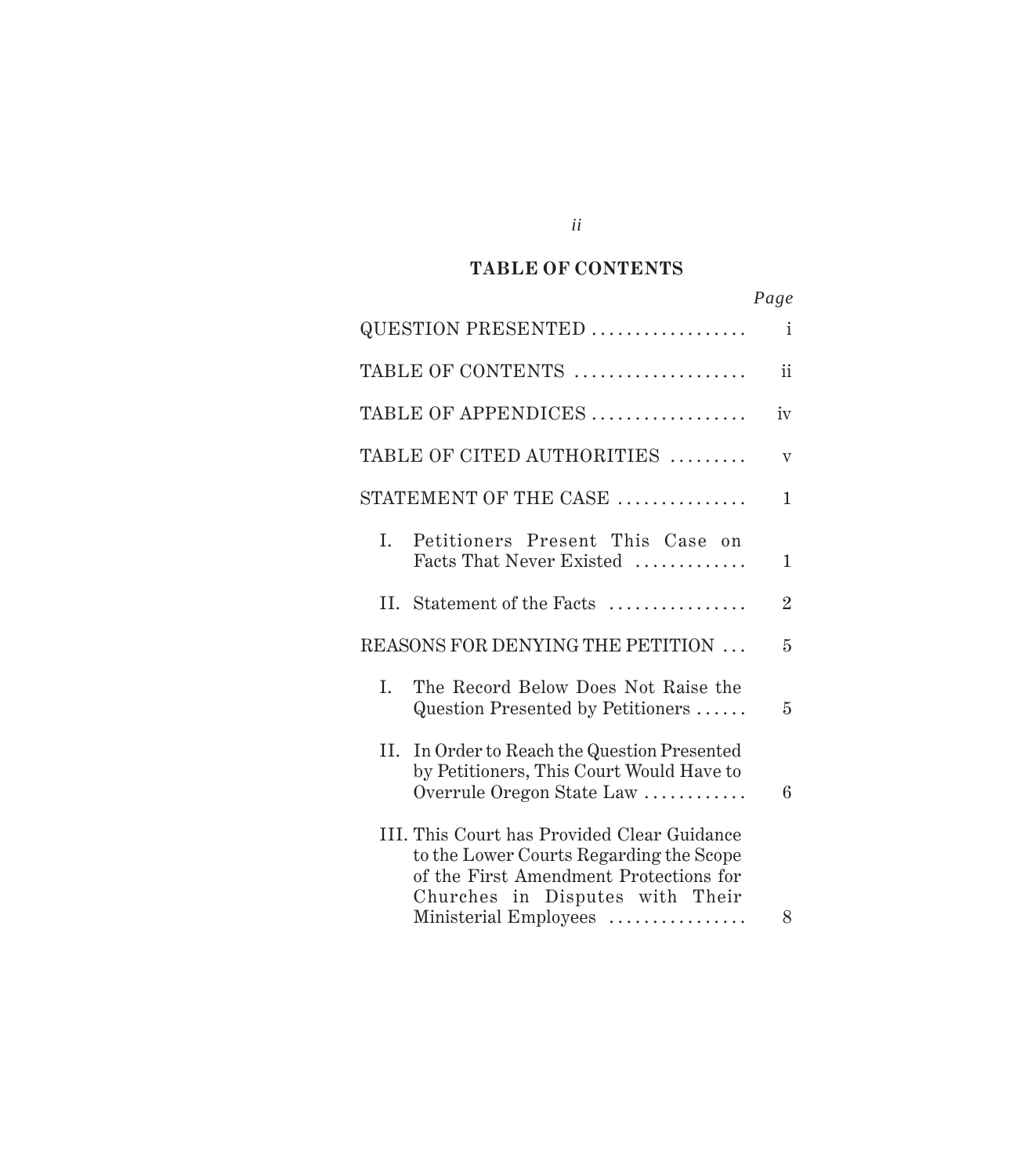## TABLE OF CONTENTS

| | *Page* |
|---|---|
| QUESTION PRESENTED | i |
| TABLE OF CONTENTS | ii |
| TABLE OF APPENDICES | iv |
| TABLE OF CITED AUTHORITIES | v |
| STATEMENT OF THE CASE | 1 |
| I. Petitioners Present This Case on Facts That Never Existed | 1 |
| II. Statement of the Facts | 2 |
| REASONS FOR DENYING THE PETITION | 5 |
| I. The Record Below Does Not Raise the Question Presented by Petitioners | 5 |
| II. In Order to Reach the Question Presented by Petitioners, This Court Would Have to Overrule Oregon State Law | 6 |
| III. This Court has Provided Clear Guidance to the Lower Courts Regarding the Scope of the First Amendment Protections for Churches in Disputes with Their Ministerial Employees | 8 |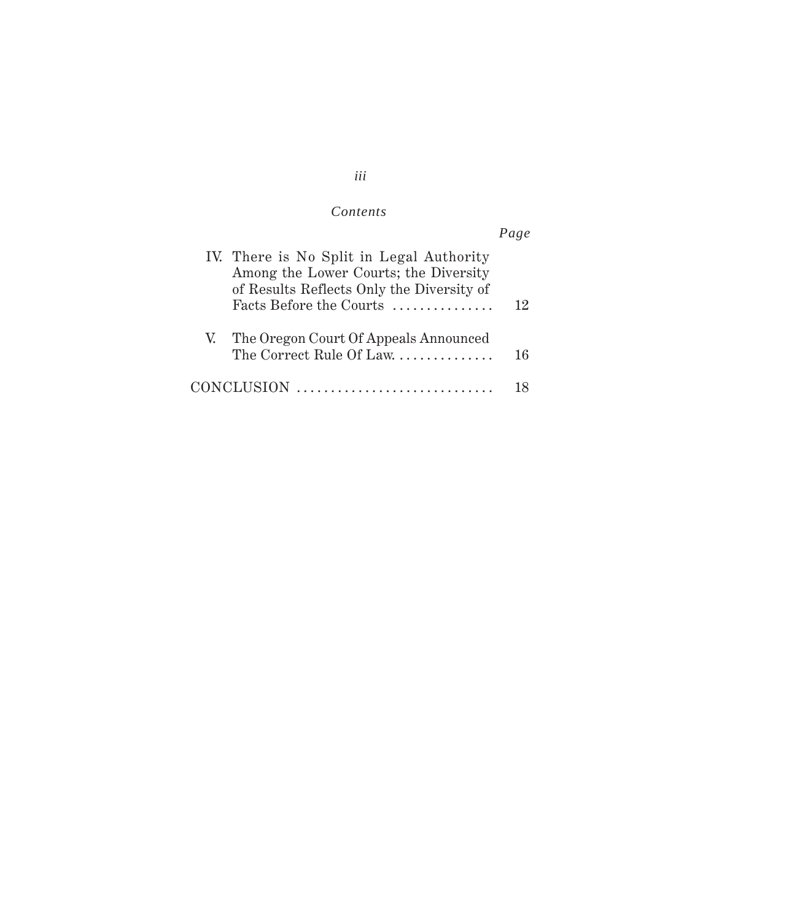*Contents*

| | *Page* |
|---|---|
| IV. There is No Split in Legal Authority Among the Lower Courts; the Diversity of Results Reflects Only the Diversity of Facts Before the Courts | 12 |
| V. The Oregon Court Of Appeals Announced The Correct Rule Of Law. | 16 |
| CONCLUSION | 18 |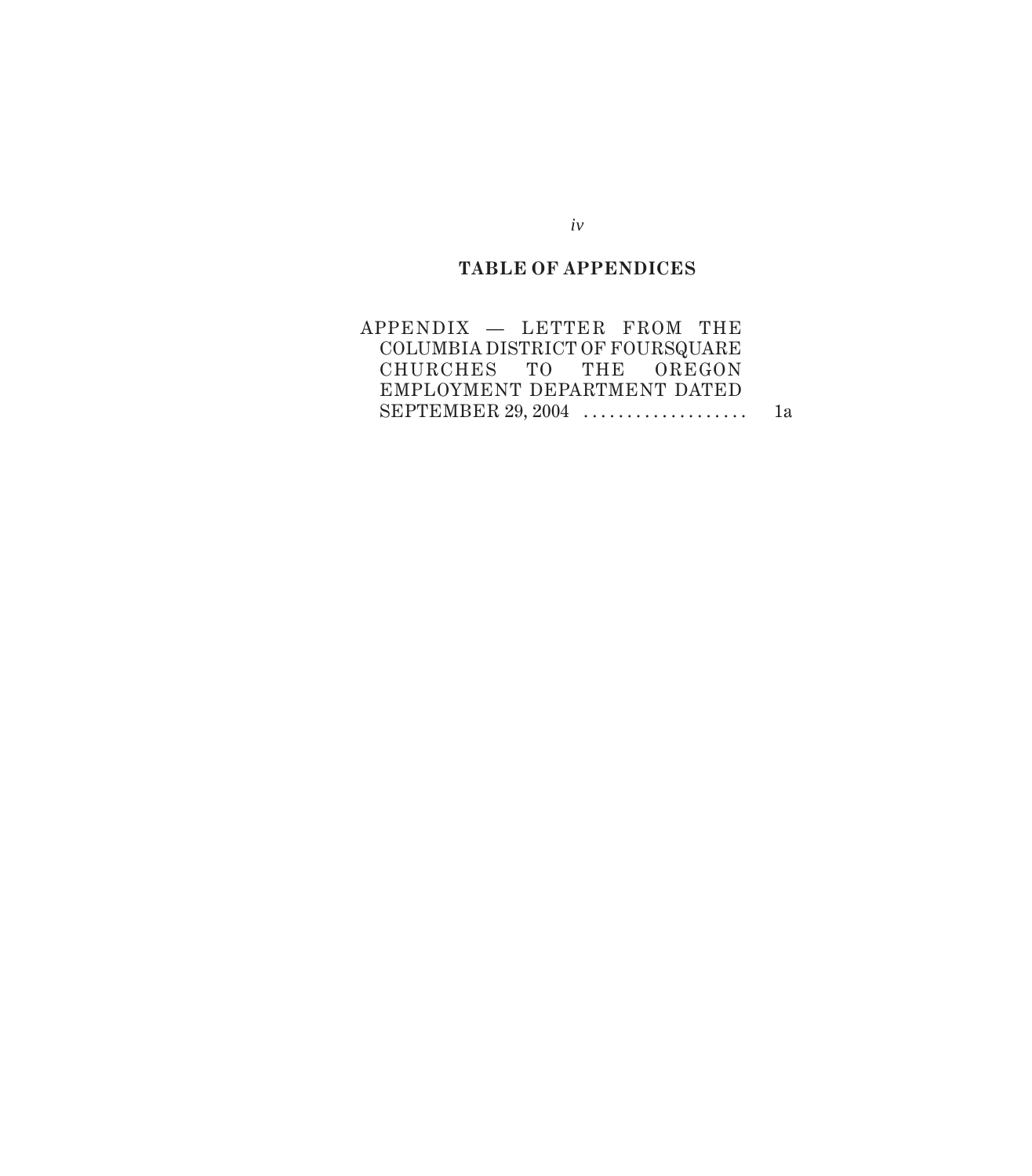## TABLE OF APPENDICES

APPENDIX — LETTER FROM THE COLUMBIA DISTRICT OF FOURSQUARE CHURCHES TO THE OREGON EMPLOYMENT DEPARTMENT DATED SEPTEMBER 29, 2004 .................. 1a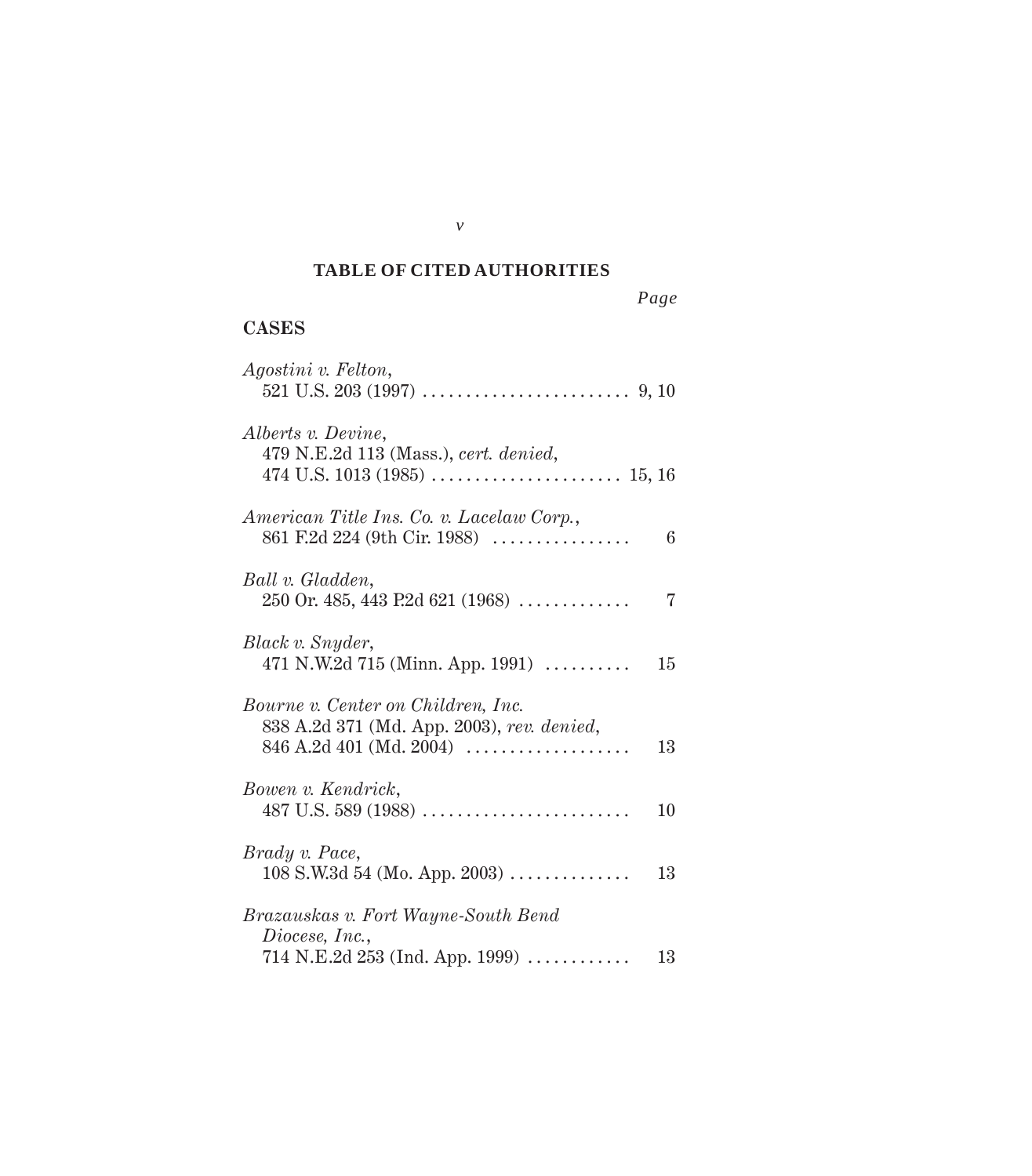## TABLE OF CITED AUTHORITIES

*Page*

### CASES

*Agostini v. Felton*,
521 U.S. 203 (1997) . . . . . . . . . . . . . . . . . . . . . . . . 9, 10

*Alberts v. Devine*,
479 N.E.2d 113 (Mass.), *cert. denied*,
474 U.S. 1013 (1985) . . . . . . . . . . . . . . . . . . . . . . 15, 16

*American Title Ins. Co. v. Lacelaw Corp.*,
861 F.2d 224 (9th Cir. 1988) . . . . . . . . . . . . . . . . 6

*Ball v. Gladden*,
250 Or. 485, 443 P.2d 621 (1968) . . . . . . . . . . . . . 7

*Black v. Snyder*,
471 N.W.2d 715 (Minn. App. 1991) . . . . . . . . . . 15

*Bourne v. Center on Children, Inc.*
838 A.2d 371 (Md. App. 2003), *rev. denied*,
846 A.2d 401 (Md. 2004) . . . . . . . . . . . . . . . . . . . 13

*Bowen v. Kendrick*,
487 U.S. 589 (1988) . . . . . . . . . . . . . . . . . . . . . . . . 10

*Brady v. Pace*,
108 S.W.3d 54 (Mo. App. 2003) . . . . . . . . . . . . . . 13

*Brazauskas v. Fort Wayne-South Bend Diocese, Inc.*,
714 N.E.2d 253 (Ind. App. 1999) . . . . . . . . . . . . 13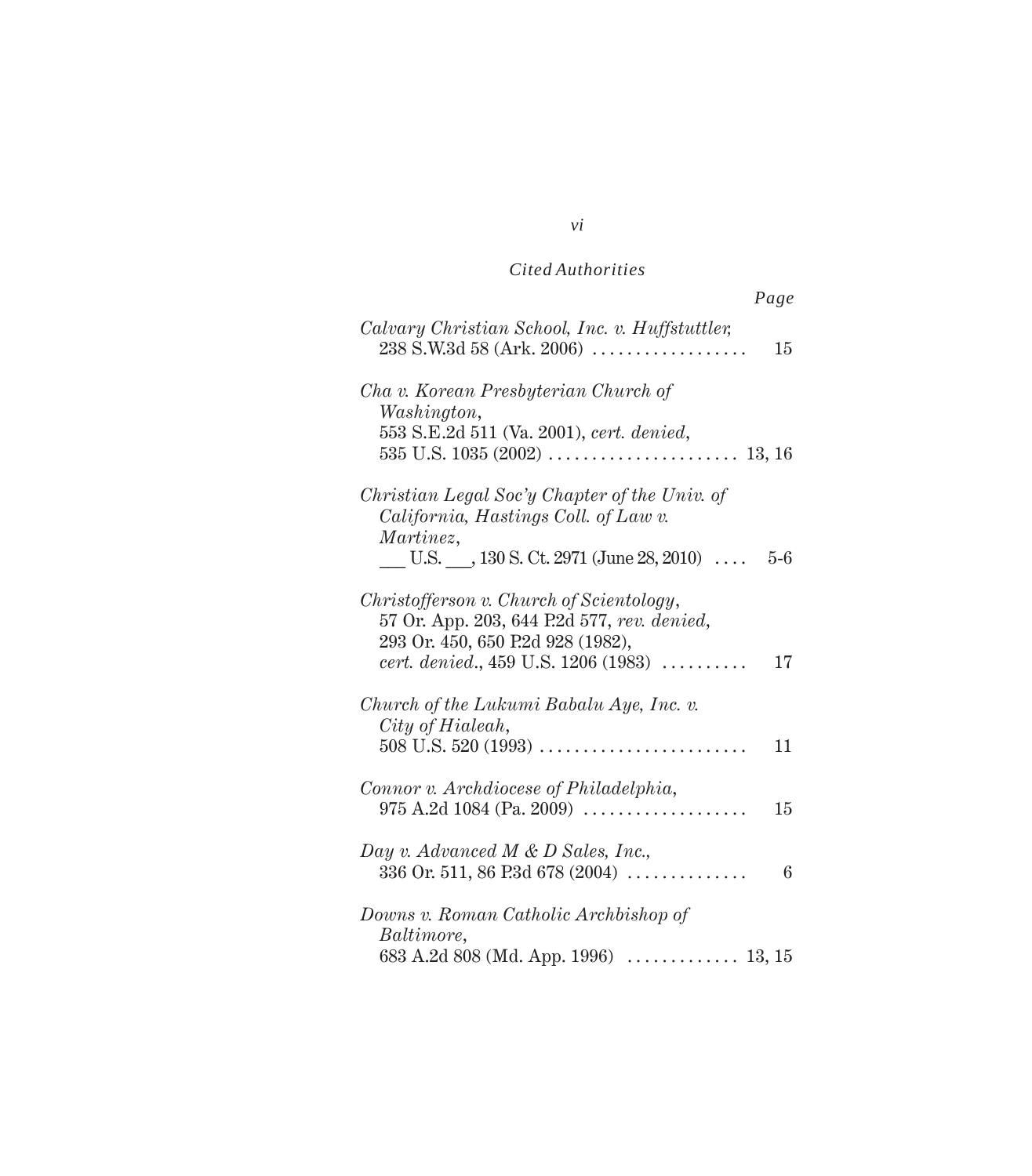*Cited Authorities*

*Page*

*Calvary Christian School, Inc. v. Huffstuttler*, 238 S.W.3d 58 (Ark. 2006) .................. 15

*Cha v. Korean Presbyterian Church of Washington*, 553 S.E.2d 511 (Va. 2001), *cert. denied*, 535 U.S. 1035 (2002) ...................... 13, 16

*Christian Legal Soc'y Chapter of the Univ. of California, Hastings Coll. of Law v. Martinez*, ___ U.S. ___, 130 S. Ct. 2971 (June 28, 2010) .... 5-6

*Christofferson v. Church of Scientology*, 57 Or. App. 203, 644 P.2d 577, *rev. denied*, 293 Or. 450, 650 P.2d 928 (1982), *cert. denied.*, 459 U.S. 1206 (1983) .......... 17

*Church of the Lukumi Babalu Aye, Inc. v. City of Hialeah*, 508 U.S. 520 (1993) ........................ 11

*Connor v. Archdiocese of Philadelphia*, 975 A.2d 1084 (Pa. 2009) ................... 15

*Day v. Advanced M & D Sales, Inc.*, 336 Or. 511, 86 P.3d 678 (2004) .............. 6

*Downs v. Roman Catholic Archbishop of Baltimore*, 683 A.2d 808 (Md. App. 1996) ............. 13, 15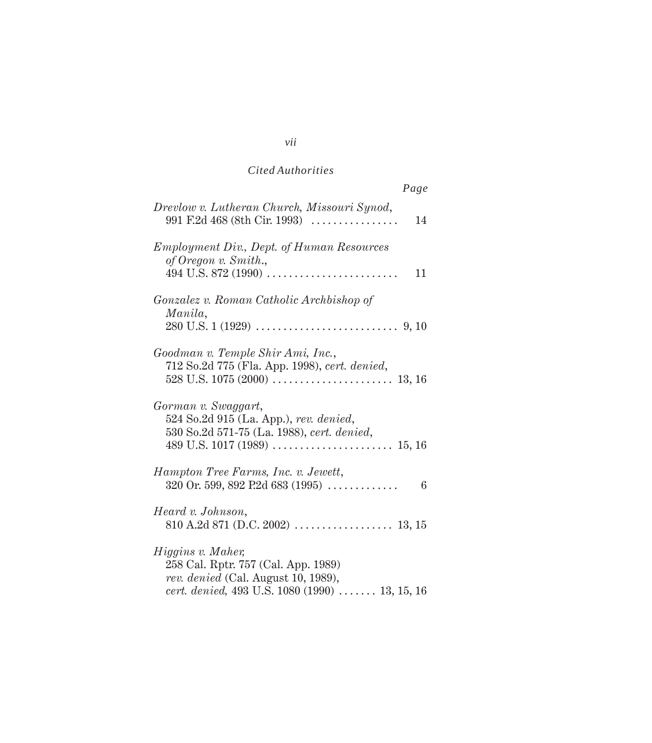*Cited Authorities*

*Page*

*Drevlow v. Lutheran Church, Missouri Synod*, 991 F.2d 468 (8th Cir. 1993) . . . . . . . . . . . . . . . . 14

*Employment Div., Dept. of Human Resources of Oregon v. Smith.*, 494 U.S. 872 (1990) . . . . . . . . . . . . . . . . . . . . . . . . 11

*Gonzalez v. Roman Catholic Archbishop of Manila*, 280 U.S. 1 (1929) . . . . . . . . . . . . . . . . . . . . . . . . . . 9, 10

*Goodman v. Temple Shir Ami, Inc.*, 712 So.2d 775 (Fla. App. 1998), *cert. denied*, 528 U.S. 1075 (2000) . . . . . . . . . . . . . . . . . . . . . . 13, 16

*Gorman v. Swaggart*, 524 So.2d 915 (La. App.), *rev. denied*, 530 So.2d 571-75 (La. 1988), *cert. denied*, 489 U.S. 1017 (1989) . . . . . . . . . . . . . . . . . . . . . . 15, 16

*Hampton Tree Farms, Inc. v. Jewett*, 320 Or. 599, 892 P.2d 683 (1995) . . . . . . . . . . . . . 6

*Heard v. Johnson*, 810 A.2d 871 (D.C. 2002) . . . . . . . . . . . . . . . . . . 13, 15

*Higgins v. Maher*, 258 Cal. Rptr. 757 (Cal. App. 1989) *rev. denied* (Cal. August 10, 1989), *cert. denied*, 493 U.S. 1080 (1990) . . . . . . . 13, 15, 16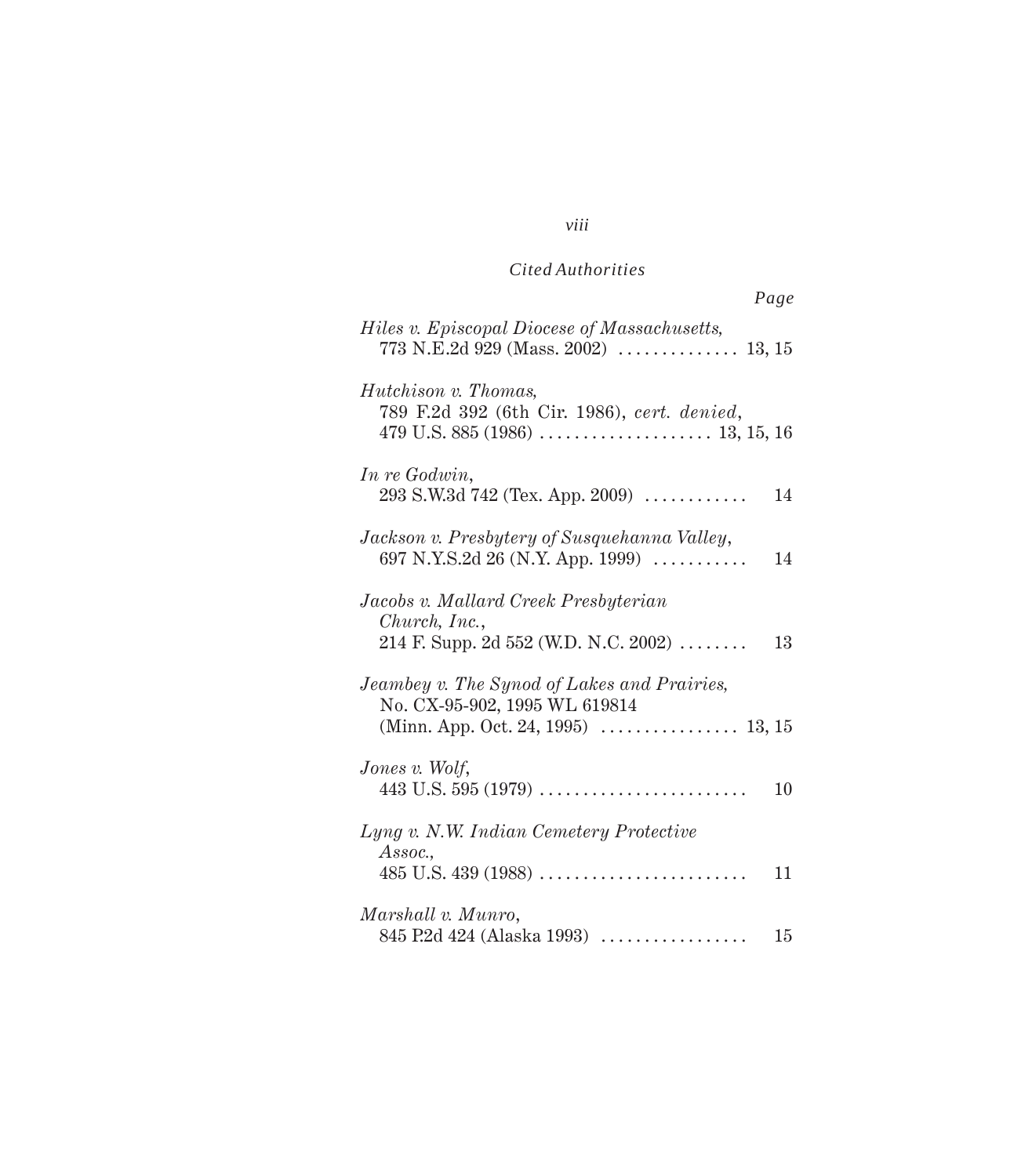*Cited Authorities*

*Page*

*Hiles v. Episcopal Diocese of Massachusetts*,
773 N.E.2d 929 (Mass. 2002) .............. 13, 15

*Hutchison v. Thomas*,
789 F.2d 392 (6th Cir. 1986), *cert. denied*,
479 U.S. 885 (1986) .................... 13, 15, 16

*In re Godwin*,
293 S.W.3d 742 (Tex. App. 2009) ............ 14

*Jackson v. Presbytery of Susquehanna Valley*,
697 N.Y.S.2d 26 (N.Y. App. 1999) ........... 14

*Jacobs v. Mallard Creek Presbyterian Church, Inc.*,
214 F. Supp. 2d 552 (W.D. N.C. 2002) ........ 13

*Jeambey v. The Synod of Lakes and Prairies*,
No. CX-95-902, 1995 WL 619814
(Minn. App. Oct. 24, 1995) ................ 13, 15

*Jones v. Wolf*,
443 U.S. 595 (1979) ........................ 10

*Lyng v. N.W. Indian Cemetery Protective Assoc.*,
485 U.S. 439 (1988) ........................ 11

*Marshall v. Munro*,
845 P.2d 424 (Alaska 1993) ................. 15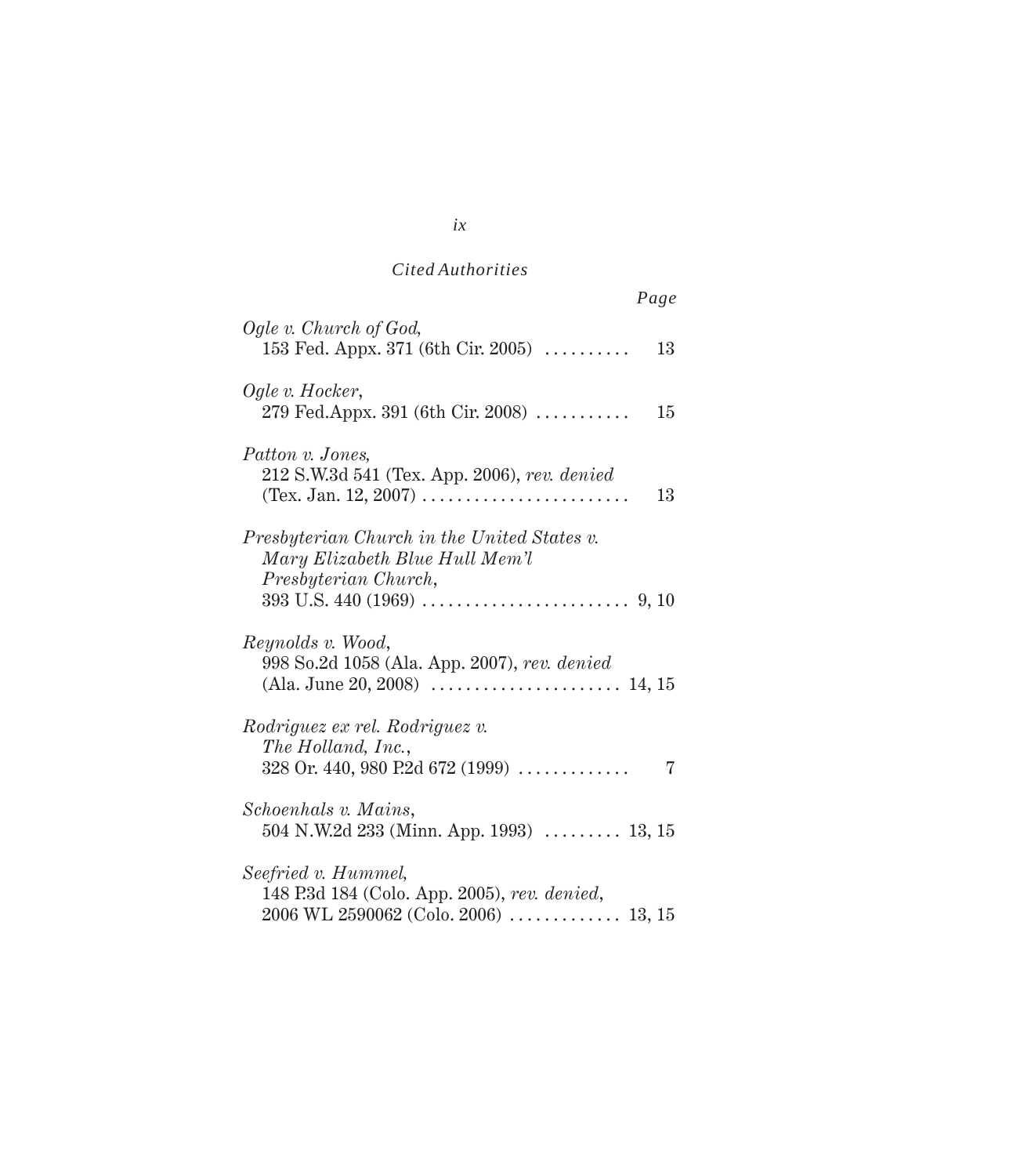*Cited Authorities*

*Page*

*Ogle v. Church of God*,
153 Fed. Appx. 371 (6th Cir. 2005) .......... 13

*Ogle v. Hocker*,
279 Fed.Appx. 391 (6th Cir. 2008) ........... 15

*Patton v. Jones*,
212 S.W.3d 541 (Tex. App. 2006), *rev. denied*
(Tex. Jan. 12, 2007) ........................ 13

*Presbyterian Church in the United States v. Mary Elizabeth Blue Hull Mem'l Presbyterian Church*,
393 U.S. 440 (1969) ........................ 9, 10

*Reynolds v. Wood*,
998 So.2d 1058 (Ala. App. 2007), *rev. denied*
(Ala. June 20, 2008) ...................... 14, 15

*Rodriguez ex rel. Rodriguez v. The Holland, Inc.*,
328 Or. 440, 980 P.2d 672 (1999) ............. 7

*Schoenhals v. Mains*,
504 N.W.2d 233 (Minn. App. 1993) ......... 13, 15

*Seefried v. Hummel*,
148 P.3d 184 (Colo. App. 2005), *rev. denied*,
2006 WL 2590062 (Colo. 2006) ............. 13, 15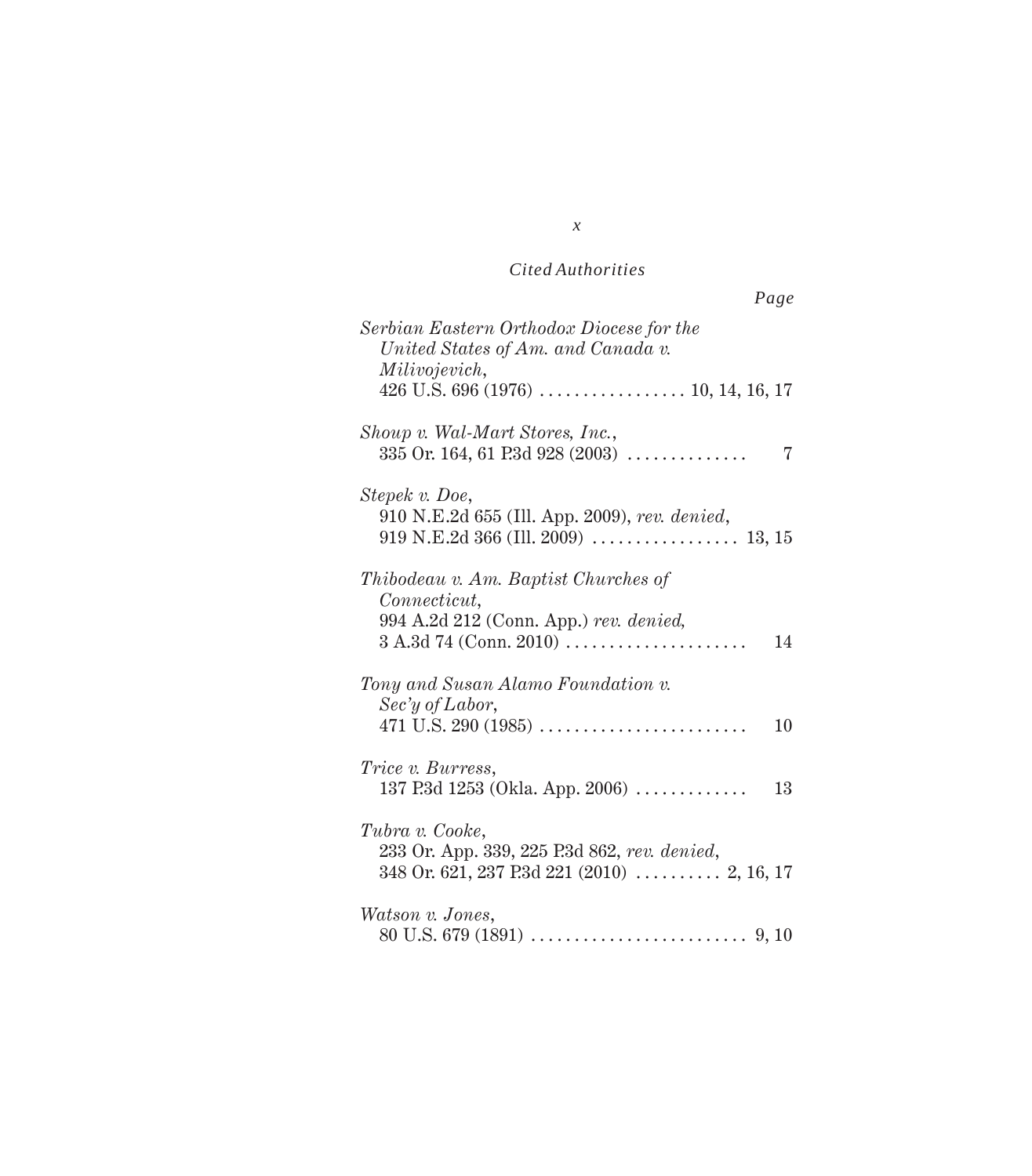*Cited Authorities*

*Page*

*Serbian Eastern Orthodox Diocese for the United States of Am. and Canada v. Milivojevich*,
426 U.S. 696 (1976) . . . . . . . . . . . . . . . . . 10, 14, 16, 17

*Shoup v. Wal-Mart Stores, Inc.*,
335 Or. 164, 61 P.3d 928 (2003) . . . . . . . . . . . . . . 7

*Stepek v. Doe*,
910 N.E.2d 655 (Ill. App. 2009), *rev. denied*,
919 N.E.2d 366 (Ill. 2009) . . . . . . . . . . . . . . . . . 13, 15

*Thibodeau v. Am. Baptist Churches of Connecticut*,
994 A.2d 212 (Conn. App.) *rev. denied*,
3 A.3d 74 (Conn. 2010) . . . . . . . . . . . . . . . . . . . . . 14

*Tony and Susan Alamo Foundation v. Sec'y of Labor*,
471 U.S. 290 (1985) . . . . . . . . . . . . . . . . . . . . . . . . 10

*Trice v. Burress*,
137 P.3d 1253 (Okla. App. 2006) . . . . . . . . . . . . . 13

*Tubra v. Cooke*,
233 Or. App. 339, 225 P.3d 862, *rev. denied*,
348 Or. 621, 237 P.3d 221 (2010) . . . . . . . . . . 2, 16, 17

*Watson v. Jones*,
80 U.S. 679 (1891) . . . . . . . . . . . . . . . . . . . . . . . . . 9, 10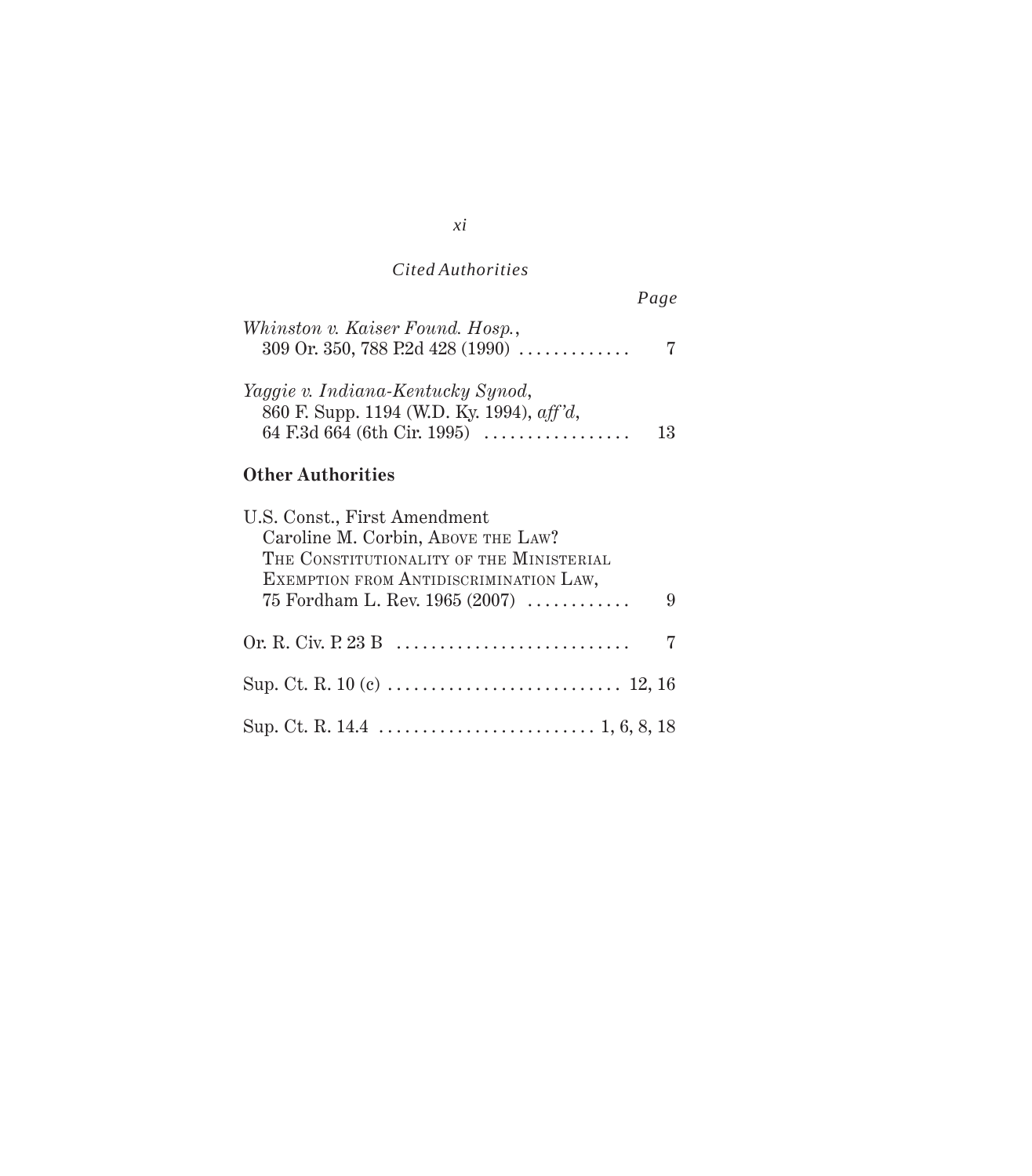*Cited Authorities*

*Page*

*Whinston v. Kaiser Found. Hosp.*,
309 Or. 350, 788 P.2d 428 (1990) . . . . . . . . . . . . . 7

*Yaggie v. Indiana-Kentucky Synod*,
860 F. Supp. 1194 (W.D. Ky. 1994), *aff'd*,
64 F.3d 664 (6th Cir. 1995) . . . . . . . . . . . . . . . . . 13

**Other Authorities**

U.S. Const., First Amendment
Caroline M. Corbin, ABOVE THE LAW? THE CONSTITUTIONALITY OF THE MINISTERIAL EXEMPTION FROM ANTIDISCRIMINATION LAW,
75 Fordham L. Rev. 1965 (2007) . . . . . . . . . . . . 9

Or. R. Civ. P. 23 B . . . . . . . . . . . . . . . . . . . . . . . . . . . 7

Sup. Ct. R. 10 (c) . . . . . . . . . . . . . . . . . . . . . . . . . . . 12, 16

Sup. Ct. R. 14.4 . . . . . . . . . . . . . . . . . . . . . . . . . 1, 6, 8, 18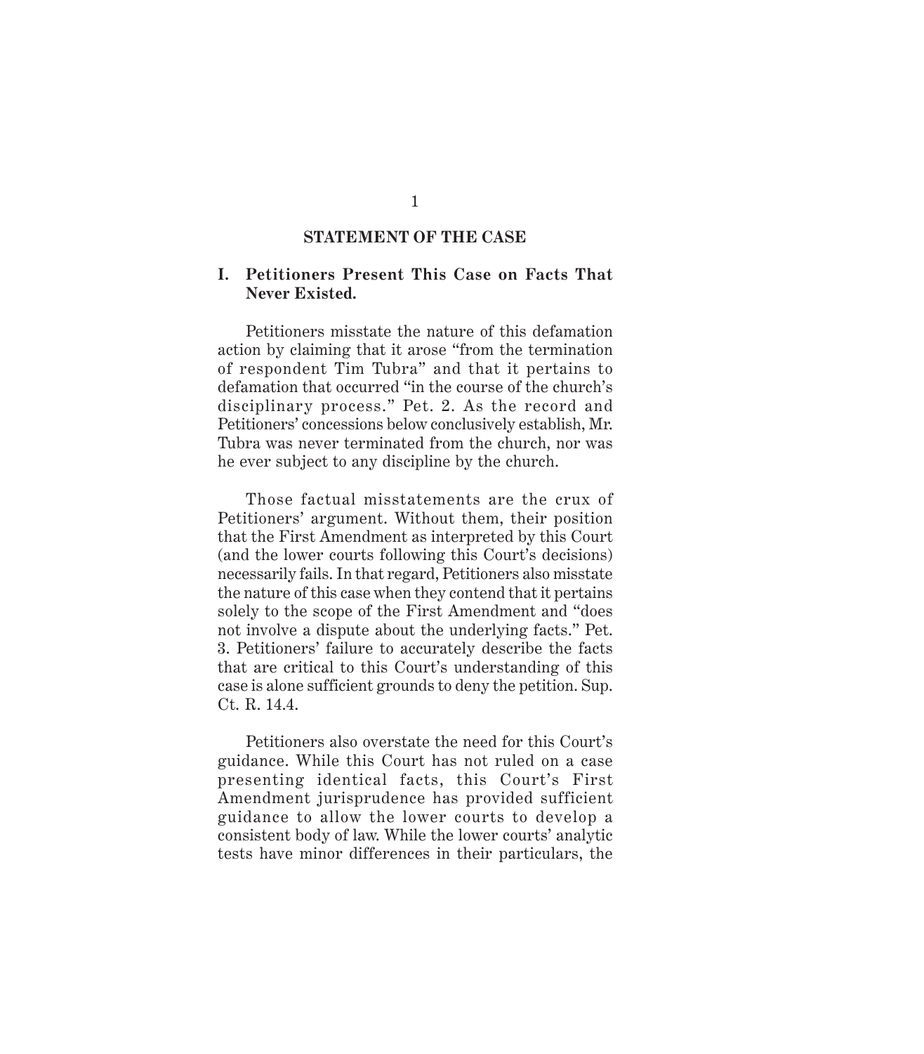## STATEMENT OF THE CASE

### I. Petitioners Present This Case on Facts That Never Existed.

Petitioners misstate the nature of this defamation action by claiming that it arose "from the termination of respondent Tim Tubra" and that it pertains to defamation that occurred "in the course of the church's disciplinary process." Pet. 2. As the record and Petitioners' concessions below conclusively establish, Mr. Tubra was never terminated from the church, nor was he ever subject to any discipline by the church.

Those factual misstatements are the crux of Petitioners' argument. Without them, their position that the First Amendment as interpreted by this Court (and the lower courts following this Court's decisions) necessarily fails. In that regard, Petitioners also misstate the nature of this case when they contend that it pertains solely to the scope of the First Amendment and "does not involve a dispute about the underlying facts." Pet. 3. Petitioners' failure to accurately describe the facts that are critical to this Court's understanding of this case is alone sufficient grounds to deny the petition. Sup. Ct. R. 14.4.

Petitioners also overstate the need for this Court's guidance. While this Court has not ruled on a case presenting identical facts, this Court's First Amendment jurisprudence has provided sufficient guidance to allow the lower courts to develop a consistent body of law. While the lower courts' analytic tests have minor differences in their particulars, the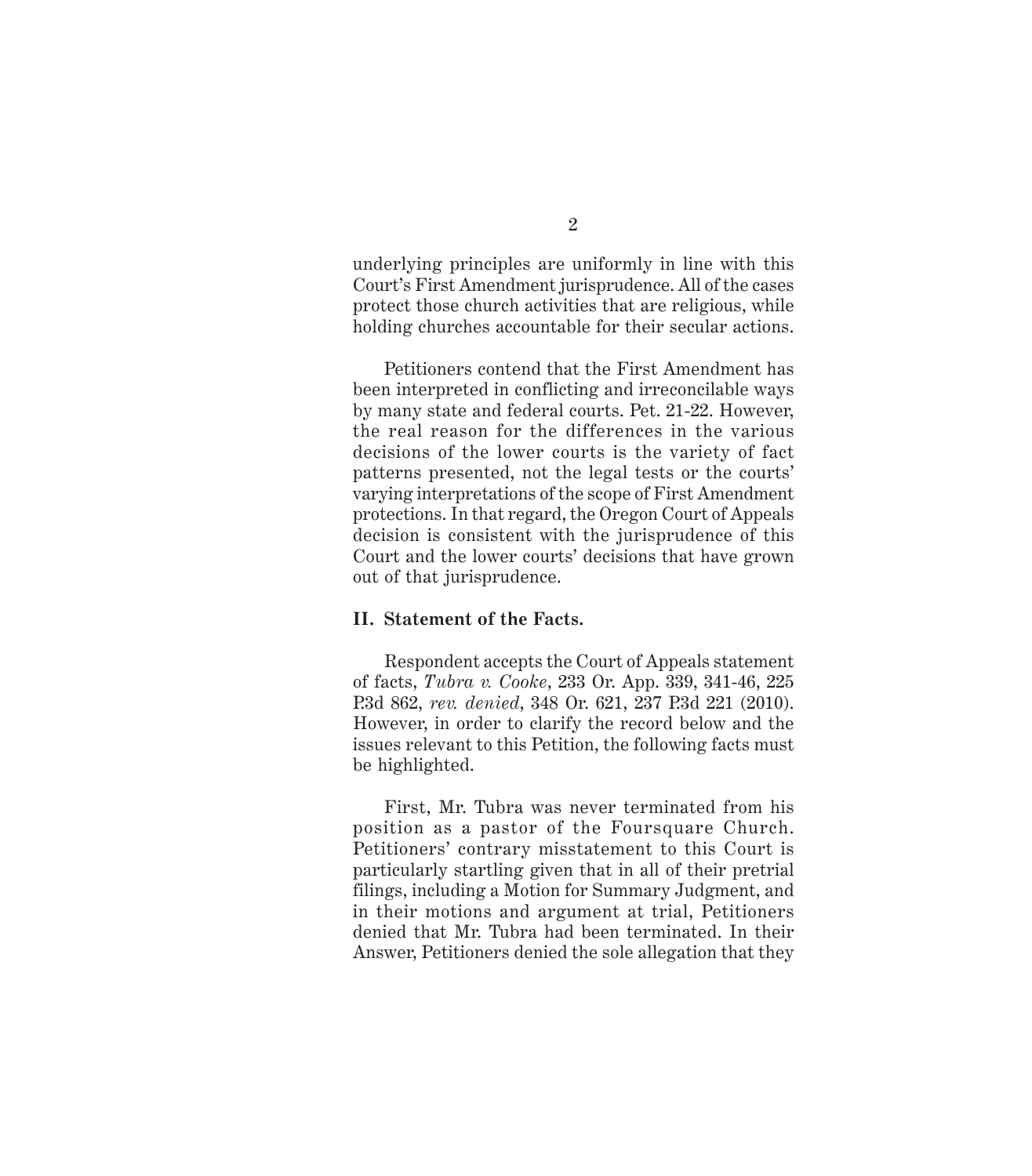underlying principles are uniformly in line with this Court's First Amendment jurisprudence. All of the cases protect those church activities that are religious, while holding churches accountable for their secular actions.

Petitioners contend that the First Amendment has been interpreted in conflicting and irreconcilable ways by many state and federal courts. Pet. 21-22. However, the real reason for the differences in the various decisions of the lower courts is the variety of fact patterns presented, not the legal tests or the courts' varying interpretations of the scope of First Amendment protections. In that regard, the Oregon Court of Appeals decision is consistent with the jurisprudence of this Court and the lower courts' decisions that have grown out of that jurisprudence.

## II. Statement of the Facts.

Respondent accepts the Court of Appeals statement of facts, *Tubra v. Cooke*, 233 Or. App. 339, 341-46, 225 P.3d 862, *rev. denied*, 348 Or. 621, 237 P.3d 221 (2010). However, in order to clarify the record below and the issues relevant to this Petition, the following facts must be highlighted.

First, Mr. Tubra was never terminated from his position as a pastor of the Foursquare Church. Petitioners' contrary misstatement to this Court is particularly startling given that in all of their pretrial filings, including a Motion for Summary Judgment, and in their motions and argument at trial, Petitioners denied that Mr. Tubra had been terminated. In their Answer, Petitioners denied the sole allegation that they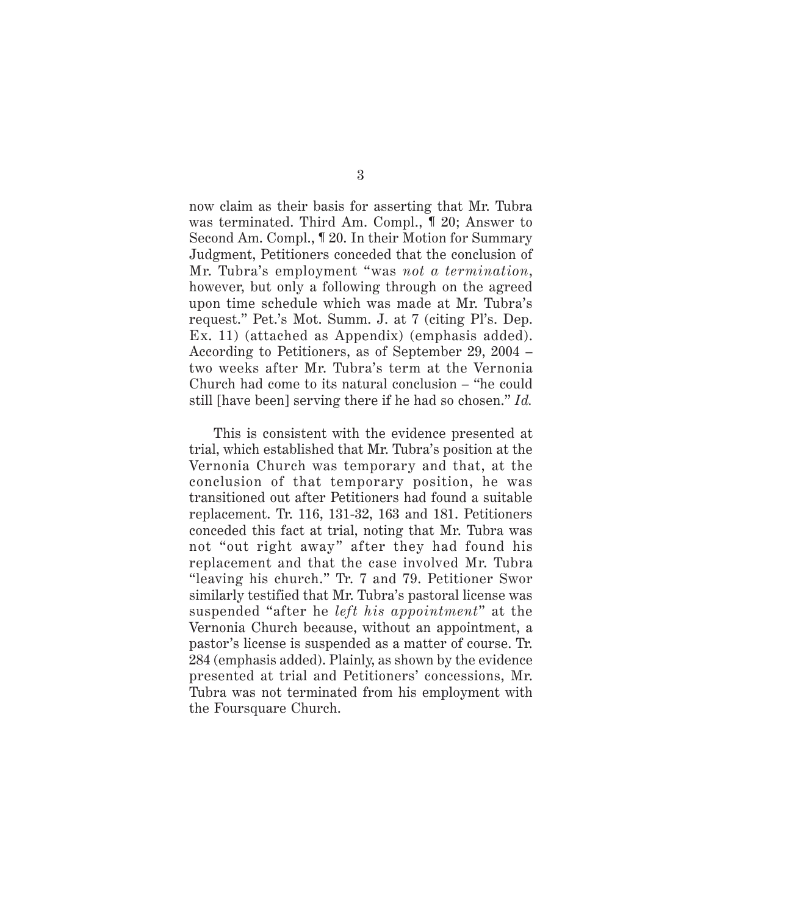now claim as their basis for asserting that Mr. Tubra was terminated. Third Am. Compl., ¶ 20; Answer to Second Am. Compl., ¶ 20. In their Motion for Summary Judgment, Petitioners conceded that the conclusion of Mr. Tubra's employment "was *not a termination*, however, but only a following through on the agreed upon time schedule which was made at Mr. Tubra's request." Pet.'s Mot. Summ. J. at 7 (citing Pl's. Dep. Ex. 11) (attached as Appendix) (emphasis added). According to Petitioners, as of September 29, 2004 – two weeks after Mr. Tubra's term at the Vernonia Church had come to its natural conclusion – "he could still [have been] serving there if he had so chosen." *Id.*

This is consistent with the evidence presented at trial, which established that Mr. Tubra's position at the Vernonia Church was temporary and that, at the conclusion of that temporary position, he was transitioned out after Petitioners had found a suitable replacement. Tr. 116, 131-32, 163 and 181. Petitioners conceded this fact at trial, noting that Mr. Tubra was not "out right away" after they had found his replacement and that the case involved Mr. Tubra "leaving his church." Tr. 7 and 79. Petitioner Swor similarly testified that Mr. Tubra's pastoral license was suspended "after he *left his appointment*" at the Vernonia Church because, without an appointment, a pastor's license is suspended as a matter of course. Tr. 284 (emphasis added). Plainly, as shown by the evidence presented at trial and Petitioners' concessions, Mr. Tubra was not terminated from his employment with the Foursquare Church.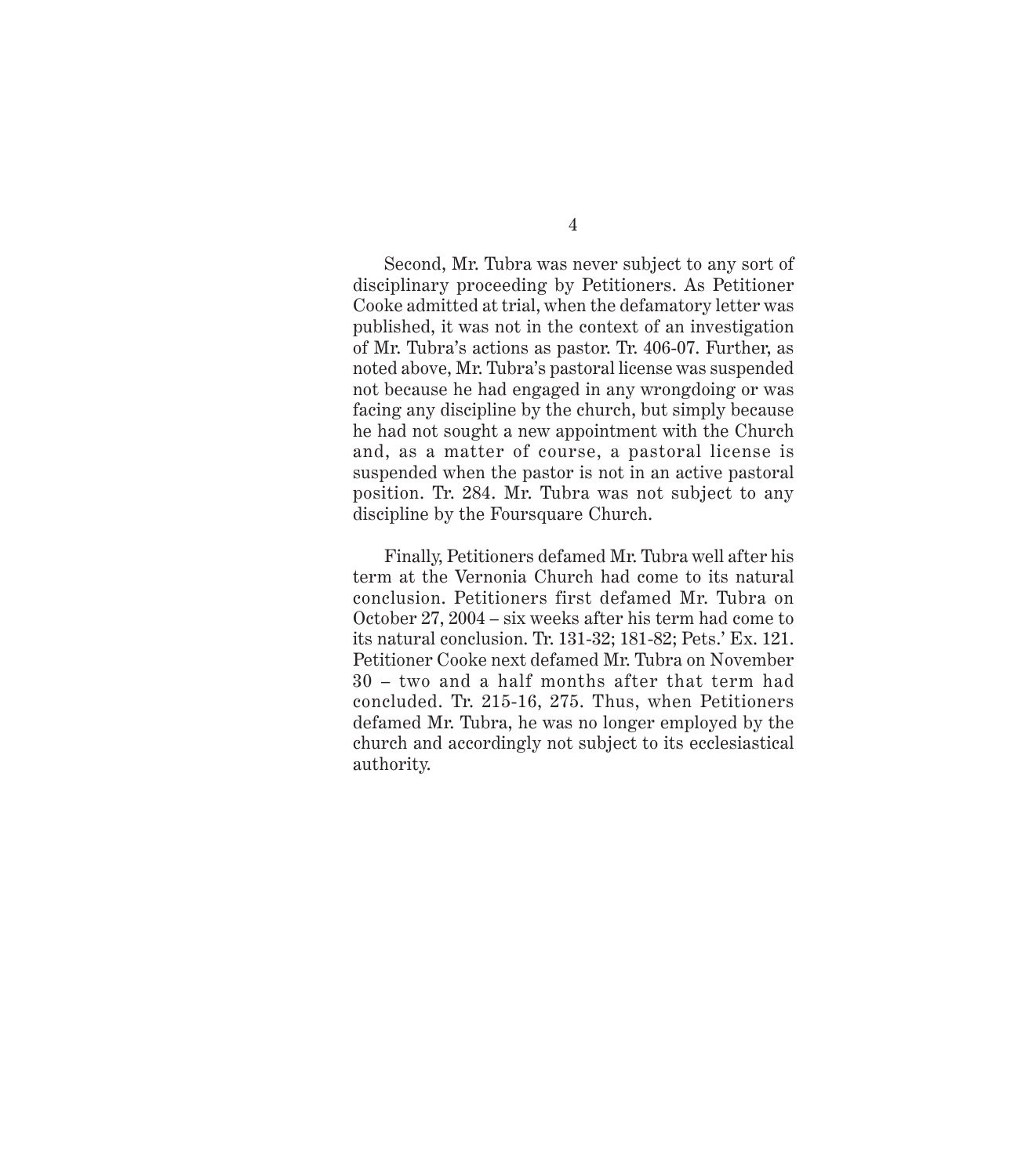Second, Mr. Tubra was never subject to any sort of disciplinary proceeding by Petitioners. As Petitioner Cooke admitted at trial, when the defamatory letter was published, it was not in the context of an investigation of Mr. Tubra's actions as pastor. Tr. 406-07. Further, as noted above, Mr. Tubra's pastoral license was suspended not because he had engaged in any wrongdoing or was facing any discipline by the church, but simply because he had not sought a new appointment with the Church and, as a matter of course, a pastoral license is suspended when the pastor is not in an active pastoral position. Tr. 284. Mr. Tubra was not subject to any discipline by the Foursquare Church.

Finally, Petitioners defamed Mr. Tubra well after his term at the Vernonia Church had come to its natural conclusion. Petitioners first defamed Mr. Tubra on October 27, 2004 – six weeks after his term had come to its natural conclusion. Tr. 131-32; 181-82; Pets.' Ex. 121. Petitioner Cooke next defamed Mr. Tubra on November 30 – two and a half months after that term had concluded. Tr. 215-16, 275. Thus, when Petitioners defamed Mr. Tubra, he was no longer employed by the church and accordingly not subject to its ecclesiastical authority.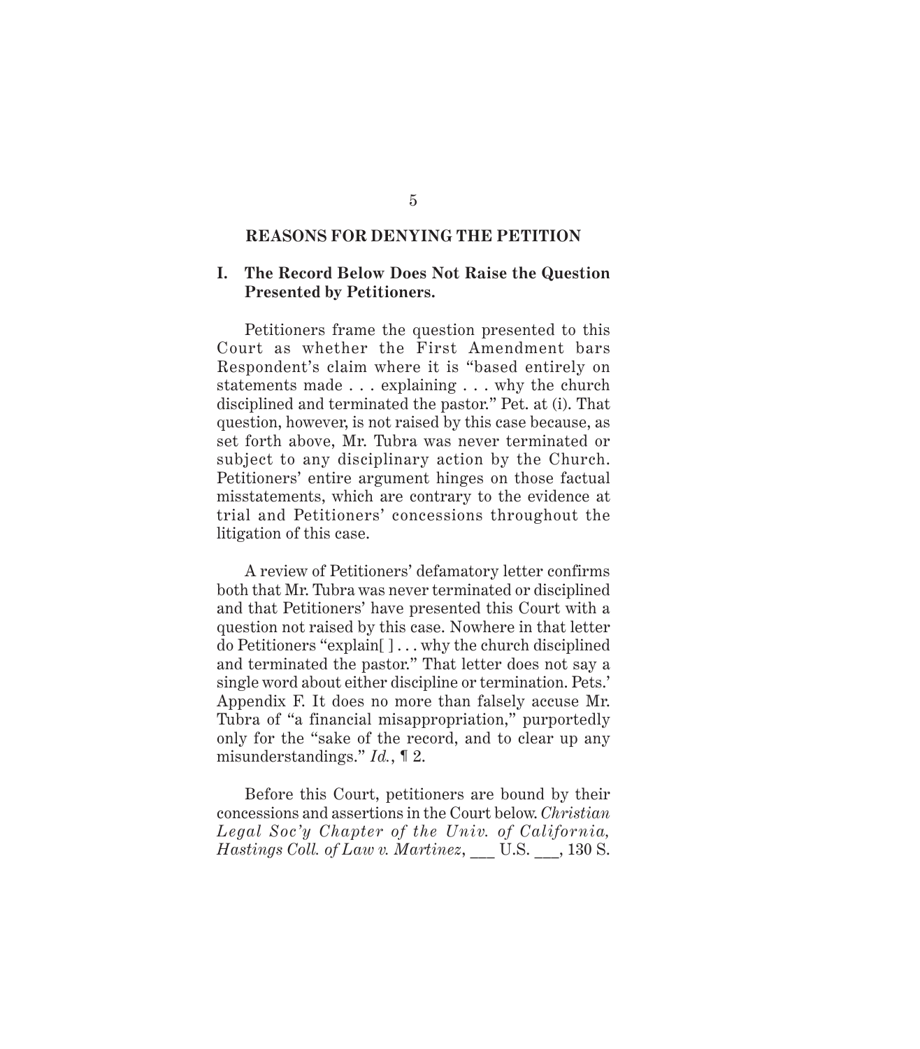## REASONS FOR DENYING THE PETITION

### I. The Record Below Does Not Raise the Question Presented by Petitioners.

Petitioners frame the question presented to this Court as whether the First Amendment bars Respondent's claim where it is "based entirely on statements made . . . explaining . . . why the church disciplined and terminated the pastor." Pet. at (i). That question, however, is not raised by this case because, as set forth above, Mr. Tubra was never terminated or subject to any disciplinary action by the Church. Petitioners' entire argument hinges on those factual misstatements, which are contrary to the evidence at trial and Petitioners' concessions throughout the litigation of this case.

A review of Petitioners' defamatory letter confirms both that Mr. Tubra was never terminated or disciplined and that Petitioners' have presented this Court with a question not raised by this case. Nowhere in that letter do Petitioners "explain[ ] . . . why the church disciplined and terminated the pastor." That letter does not say a single word about either discipline or termination. Pets.' Appendix F. It does no more than falsely accuse Mr. Tubra of "a financial misappropriation," purportedly only for the "sake of the record, and to clear up any misunderstandings." *Id.*, ¶ 2.

Before this Court, petitioners are bound by their concessions and assertions in the Court below. *Christian Legal Soc'y Chapter of the Univ. of California, Hastings Coll. of Law v. Martinez*, ___ U.S. ___, 130 S.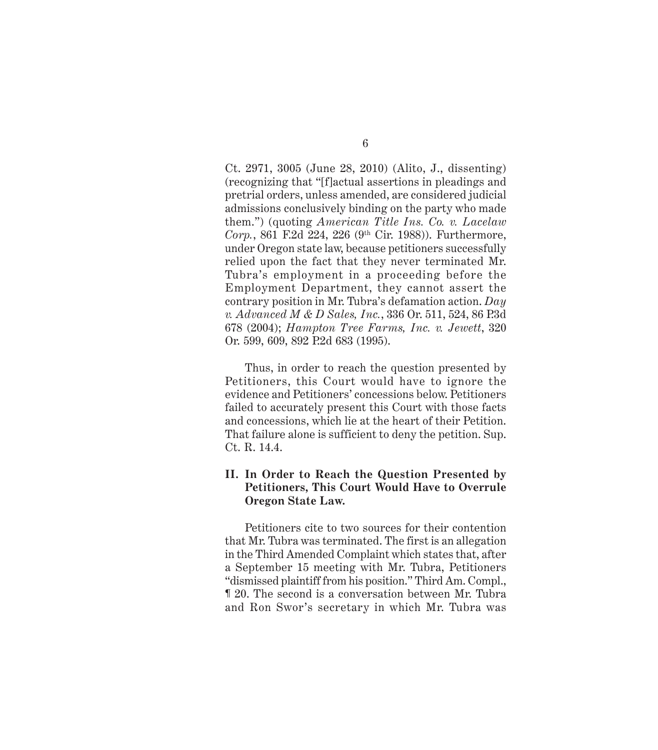Ct. 2971, 3005 (June 28, 2010) (Alito, J., dissenting) (recognizing that "[f]actual assertions in pleadings and pretrial orders, unless amended, are considered judicial admissions conclusively binding on the party who made them.") (quoting *American Title Ins. Co. v. Lacelaw Corp.*, 861 F.2d 224, 226 (9th Cir. 1988)). Furthermore, under Oregon state law, because petitioners successfully relied upon the fact that they never terminated Mr. Tubra's employment in a proceeding before the Employment Department, they cannot assert the contrary position in Mr. Tubra's defamation action. *Day v. Advanced M & D Sales, Inc.*, 336 Or. 511, 524, 86 P.3d 678 (2004); *Hampton Tree Farms, Inc. v. Jewett*, 320 Or. 599, 609, 892 P.2d 683 (1995).

Thus, in order to reach the question presented by Petitioners, this Court would have to ignore the evidence and Petitioners' concessions below. Petitioners failed to accurately present this Court with those facts and concessions, which lie at the heart of their Petition. That failure alone is sufficient to deny the petition. Sup. Ct. R. 14.4.

## II. In Order to Reach the Question Presented by Petitioners, This Court Would Have to Overrule Oregon State Law.

Petitioners cite to two sources for their contention that Mr. Tubra was terminated. The first is an allegation in the Third Amended Complaint which states that, after a September 15 meeting with Mr. Tubra, Petitioners "dismissed plaintiff from his position." Third Am. Compl., ¶ 20. The second is a conversation between Mr. Tubra and Ron Swor's secretary in which Mr. Tubra was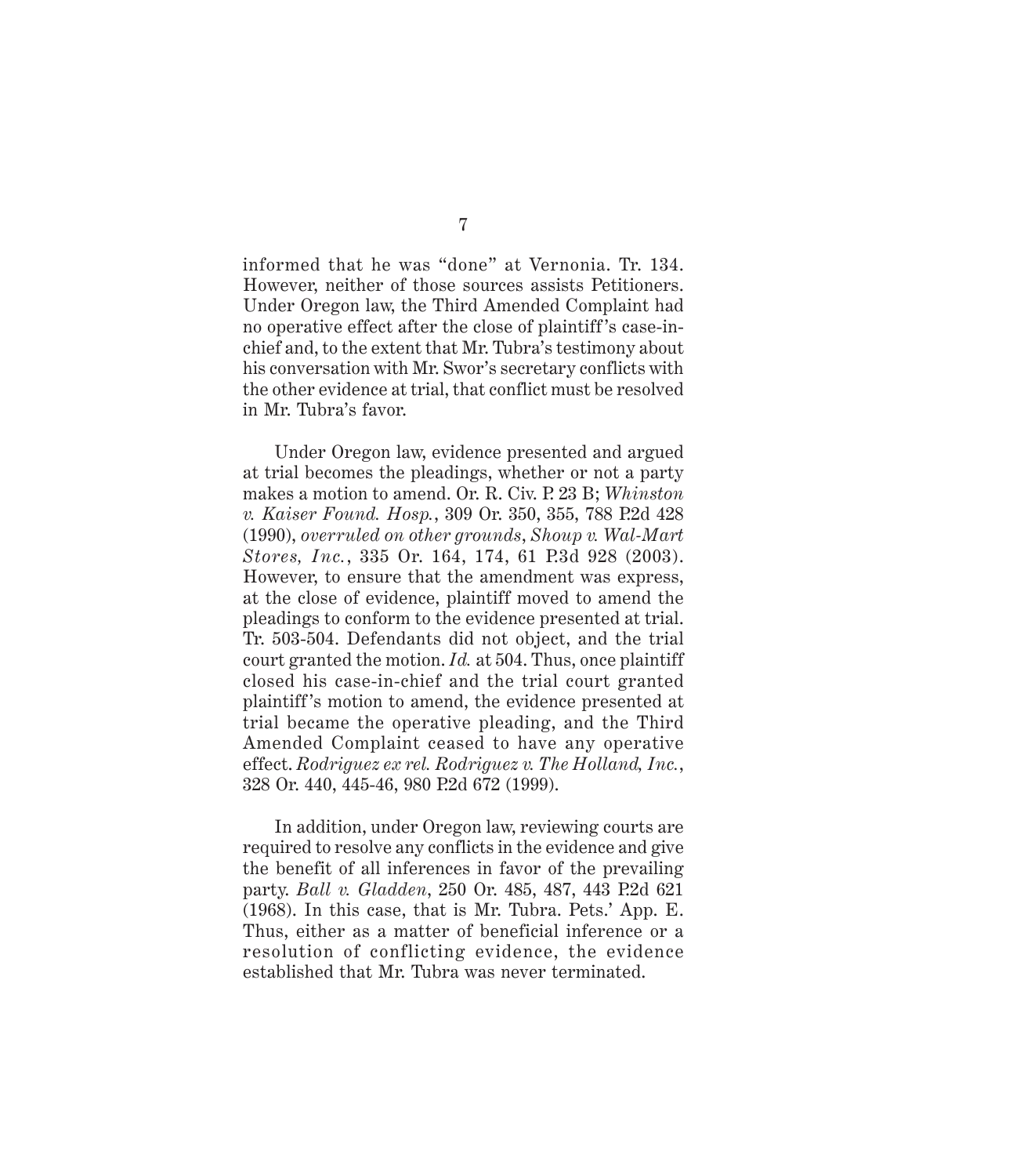informed that he was "done" at Vernonia. Tr. 134. However, neither of those sources assists Petitioners. Under Oregon law, the Third Amended Complaint had no operative effect after the close of plaintiff's case-in-chief and, to the extent that Mr. Tubra's testimony about his conversation with Mr. Swor's secretary conflicts with the other evidence at trial, that conflict must be resolved in Mr. Tubra's favor.

Under Oregon law, evidence presented and argued at trial becomes the pleadings, whether or not a party makes a motion to amend. Or. R. Civ. P. 23 B; *Whinston v. Kaiser Found. Hosp.*, 309 Or. 350, 355, 788 P.2d 428 (1990), *overruled on other grounds*, *Shoup v. Wal-Mart Stores, Inc.*, 335 Or. 164, 174, 61 P.3d 928 (2003). However, to ensure that the amendment was express, at the close of evidence, plaintiff moved to amend the pleadings to conform to the evidence presented at trial. Tr. 503-504. Defendants did not object, and the trial court granted the motion. *Id.* at 504. Thus, once plaintiff closed his case-in-chief and the trial court granted plaintiff's motion to amend, the evidence presented at trial became the operative pleading, and the Third Amended Complaint ceased to have any operative effect. *Rodriguez ex rel. Rodriguez v. The Holland, Inc.*, 328 Or. 440, 445-46, 980 P.2d 672 (1999).

In addition, under Oregon law, reviewing courts are required to resolve any conflicts in the evidence and give the benefit of all inferences in favor of the prevailing party. *Ball v. Gladden*, 250 Or. 485, 487, 443 P.2d 621 (1968). In this case, that is Mr. Tubra. Pets.' App. E. Thus, either as a matter of beneficial inference or a resolution of conflicting evidence, the evidence established that Mr. Tubra was never terminated.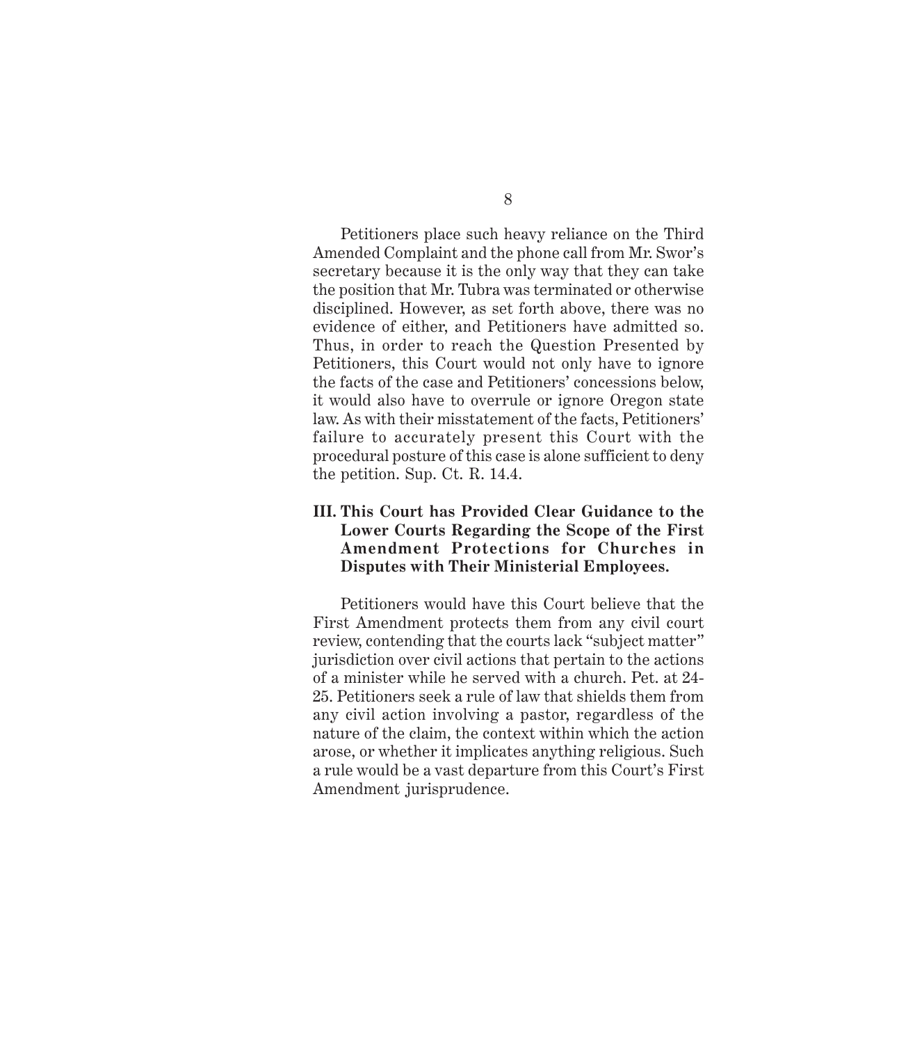Petitioners place such heavy reliance on the Third Amended Complaint and the phone call from Mr. Swor's secretary because it is the only way that they can take the position that Mr. Tubra was terminated or otherwise disciplined. However, as set forth above, there was no evidence of either, and Petitioners have admitted so. Thus, in order to reach the Question Presented by Petitioners, this Court would not only have to ignore the facts of the case and Petitioners' concessions below, it would also have to overrule or ignore Oregon state law. As with their misstatement of the facts, Petitioners' failure to accurately present this Court with the procedural posture of this case is alone sufficient to deny the petition. Sup. Ct. R. 14.4.

## III. This Court has Provided Clear Guidance to the Lower Courts Regarding the Scope of the First Amendment Protections for Churches in Disputes with Their Ministerial Employees.

Petitioners would have this Court believe that the First Amendment protects them from any civil court review, contending that the courts lack "subject matter" jurisdiction over civil actions that pertain to the actions of a minister while he served with a church. Pet. at 24-25. Petitioners seek a rule of law that shields them from any civil action involving a pastor, regardless of the nature of the claim, the context within which the action arose, or whether it implicates anything religious. Such a rule would be a vast departure from this Court's First Amendment jurisprudence.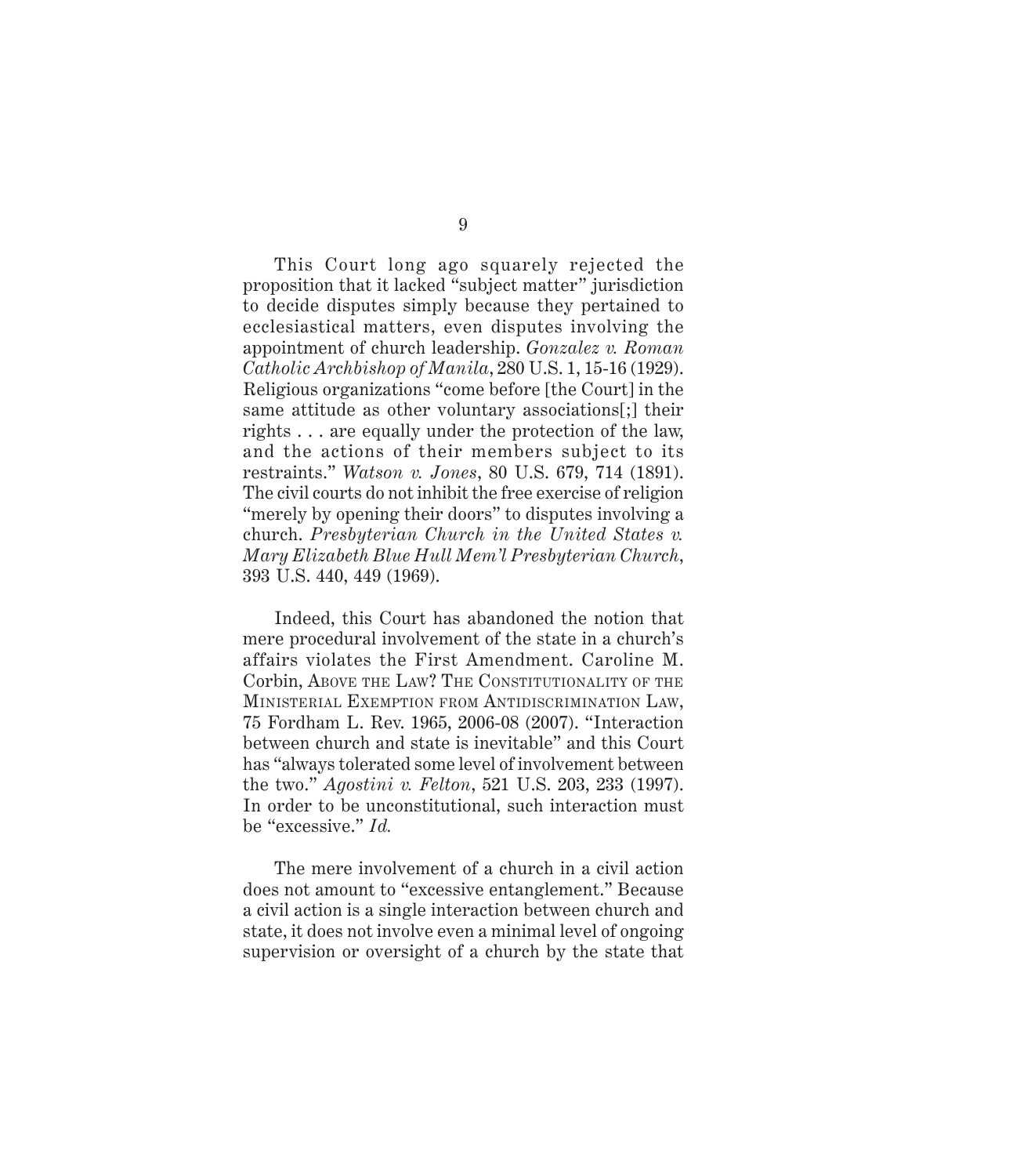This Court long ago squarely rejected the proposition that it lacked "subject matter" jurisdiction to decide disputes simply because they pertained to ecclesiastical matters, even disputes involving the appointment of church leadership. *Gonzalez v. Roman Catholic Archbishop of Manila*, 280 U.S. 1, 15-16 (1929). Religious organizations "come before [the Court] in the same attitude as other voluntary associations[;] their rights . . . are equally under the protection of the law, and the actions of their members subject to its restraints." *Watson v. Jones*, 80 U.S. 679, 714 (1891). The civil courts do not inhibit the free exercise of religion "merely by opening their doors" to disputes involving a church. *Presbyterian Church in the United States v. Mary Elizabeth Blue Hull Mem'l Presbyterian Church*, 393 U.S. 440, 449 (1969).

Indeed, this Court has abandoned the notion that mere procedural involvement of the state in a church's affairs violates the First Amendment. Caroline M. Corbin, Above the Law? The Constitutionality of the Ministerial Exemption from Antidiscrimination Law, 75 Fordham L. Rev. 1965, 2006-08 (2007). "Interaction between church and state is inevitable" and this Court has "always tolerated some level of involvement between the two." *Agostini v. Felton*, 521 U.S. 203, 233 (1997). In order to be unconstitutional, such interaction must be "excessive." *Id.*

The mere involvement of a church in a civil action does not amount to "excessive entanglement." Because a civil action is a single interaction between church and state, it does not involve even a minimal level of ongoing supervision or oversight of a church by the state that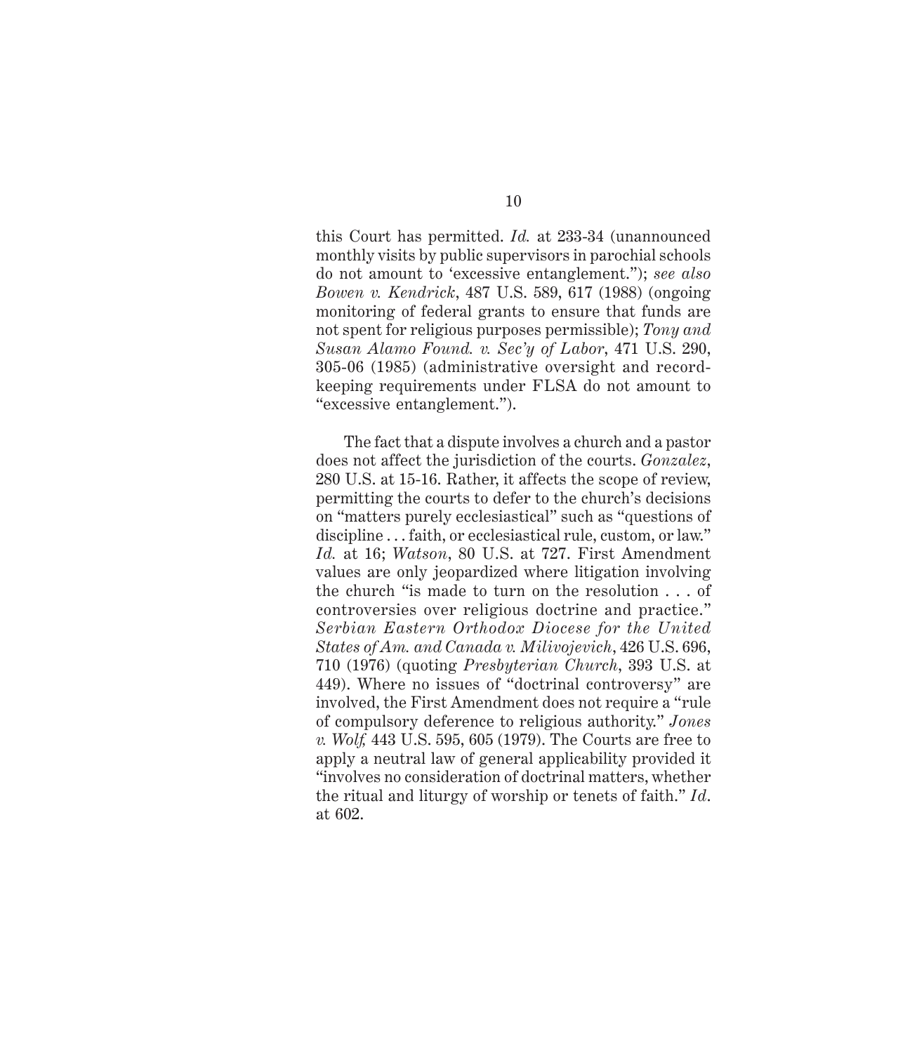this Court has permitted. *Id.* at 233-34 (unannounced monthly visits by public supervisors in parochial schools do not amount to 'excessive entanglement."); *see also Bowen v. Kendrick*, 487 U.S. 589, 617 (1988) (ongoing monitoring of federal grants to ensure that funds are not spent for religious purposes permissible); *Tony and Susan Alamo Found. v. Sec'y of Labor*, 471 U.S. 290, 305-06 (1985) (administrative oversight and record-keeping requirements under FLSA do not amount to "excessive entanglement.").

The fact that a dispute involves a church and a pastor does not affect the jurisdiction of the courts. *Gonzalez*, 280 U.S. at 15-16. Rather, it affects the scope of review, permitting the courts to defer to the church's decisions on "matters purely ecclesiastical" such as "questions of discipline . . . faith, or ecclesiastical rule, custom, or law." *Id.* at 16; *Watson*, 80 U.S. at 727. First Amendment values are only jeopardized where litigation involving the church "is made to turn on the resolution . . . of controversies over religious doctrine and practice." *Serbian Eastern Orthodox Diocese for the United States of Am. and Canada v. Milivojevich*, 426 U.S. 696, 710 (1976) (quoting *Presbyterian Church*, 393 U.S. at 449). Where no issues of "doctrinal controversy" are involved, the First Amendment does not require a "rule of compulsory deference to religious authority." *Jones v. Wolf,* 443 U.S. 595, 605 (1979). The Courts are free to apply a neutral law of general applicability provided it "involves no consideration of doctrinal matters, whether the ritual and liturgy of worship or tenets of faith." *Id*. at 602.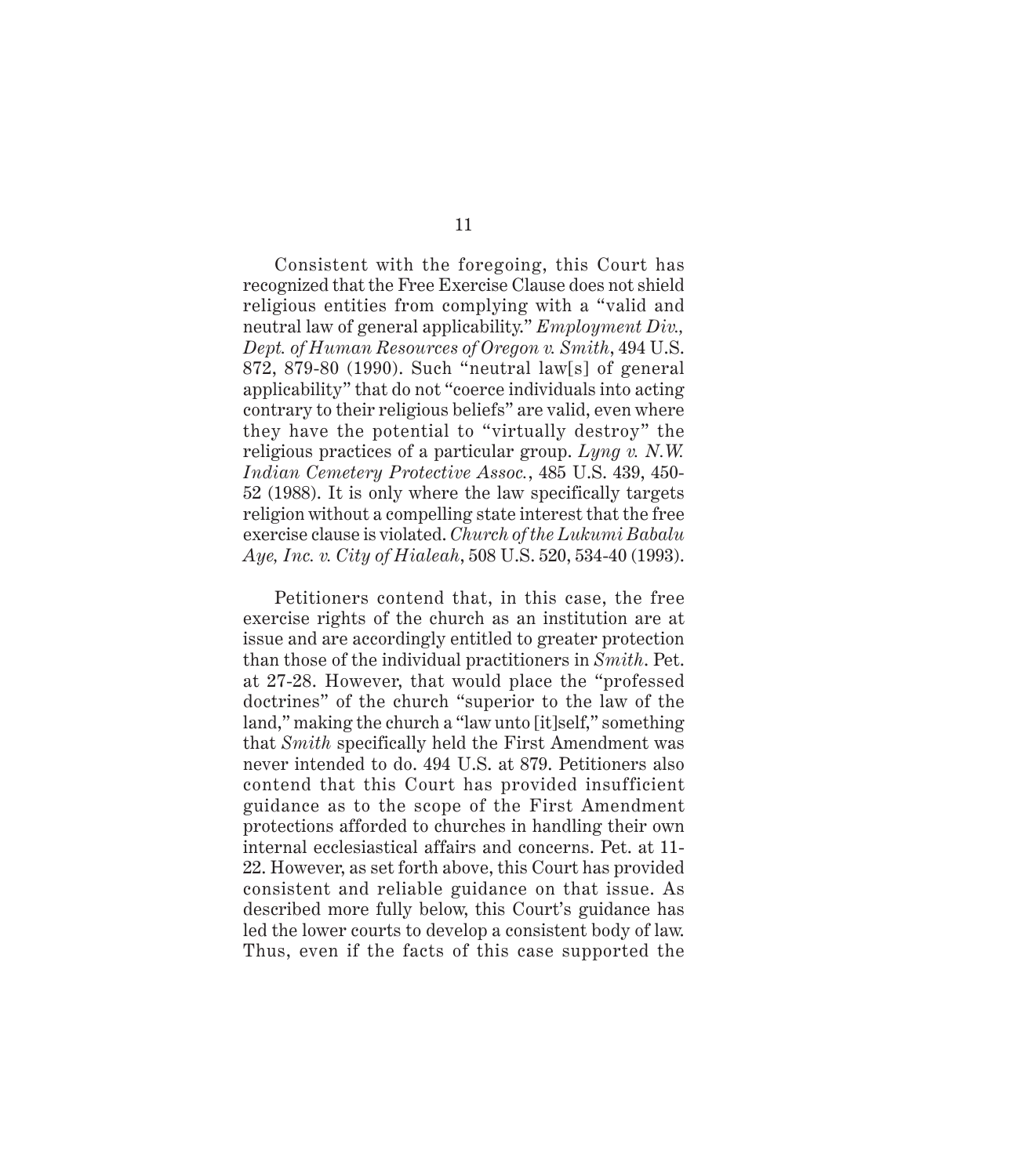Consistent with the foregoing, this Court has recognized that the Free Exercise Clause does not shield religious entities from complying with a "valid and neutral law of general applicability." *Employment Div., Dept. of Human Resources of Oregon v. Smith*, 494 U.S. 872, 879-80 (1990). Such "neutral law[s] of general applicability" that do not "coerce individuals into acting contrary to their religious beliefs" are valid, even where they have the potential to "virtually destroy" the religious practices of a particular group. *Lyng v. N.W. Indian Cemetery Protective Assoc.*, 485 U.S. 439, 450-52 (1988). It is only where the law specifically targets religion without a compelling state interest that the free exercise clause is violated. *Church of the Lukumi Babalu Aye, Inc. v. City of Hialeah*, 508 U.S. 520, 534-40 (1993).

Petitioners contend that, in this case, the free exercise rights of the church as an institution are at issue and are accordingly entitled to greater protection than those of the individual practitioners in *Smith*. Pet. at 27-28. However, that would place the "professed doctrines" of the church "superior to the law of the land," making the church a "law unto [it]self," something that *Smith* specifically held the First Amendment was never intended to do. 494 U.S. at 879. Petitioners also contend that this Court has provided insufficient guidance as to the scope of the First Amendment protections afforded to churches in handling their own internal ecclesiastical affairs and concerns. Pet. at 11-22. However, as set forth above, this Court has provided consistent and reliable guidance on that issue. As described more fully below, this Court's guidance has led the lower courts to develop a consistent body of law. Thus, even if the facts of this case supported the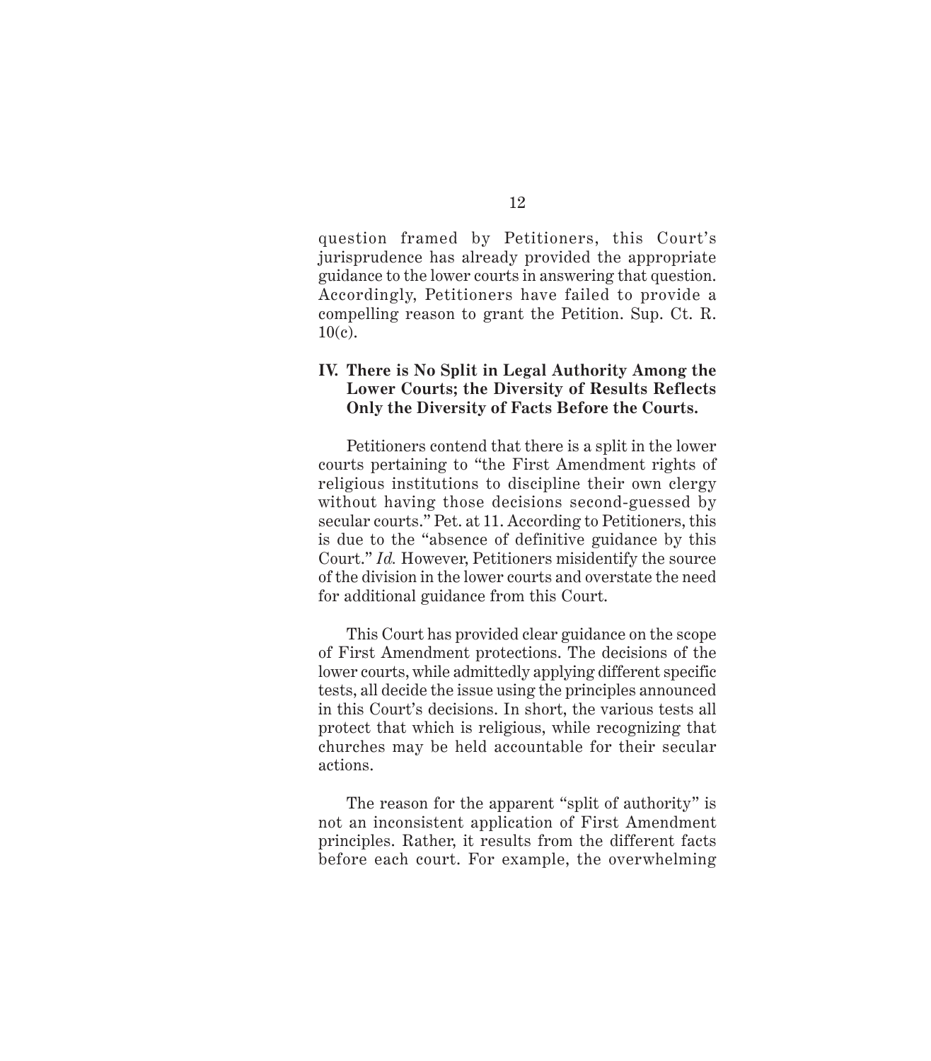question framed by Petitioners, this Court's jurisprudence has already provided the appropriate guidance to the lower courts in answering that question. Accordingly, Petitioners have failed to provide a compelling reason to grant the Petition. Sup. Ct. R. 10(c).

## IV. There is No Split in Legal Authority Among the Lower Courts; the Diversity of Results Reflects Only the Diversity of Facts Before the Courts.

Petitioners contend that there is a split in the lower courts pertaining to "the First Amendment rights of religious institutions to discipline their own clergy without having those decisions second-guessed by secular courts." Pet. at 11. According to Petitioners, this is due to the "absence of definitive guidance by this Court." *Id.* However, Petitioners misidentify the source of the division in the lower courts and overstate the need for additional guidance from this Court.

This Court has provided clear guidance on the scope of First Amendment protections. The decisions of the lower courts, while admittedly applying different specific tests, all decide the issue using the principles announced in this Court's decisions. In short, the various tests all protect that which is religious, while recognizing that churches may be held accountable for their secular actions.

The reason for the apparent "split of authority" is not an inconsistent application of First Amendment principles. Rather, it results from the different facts before each court. For example, the overwhelming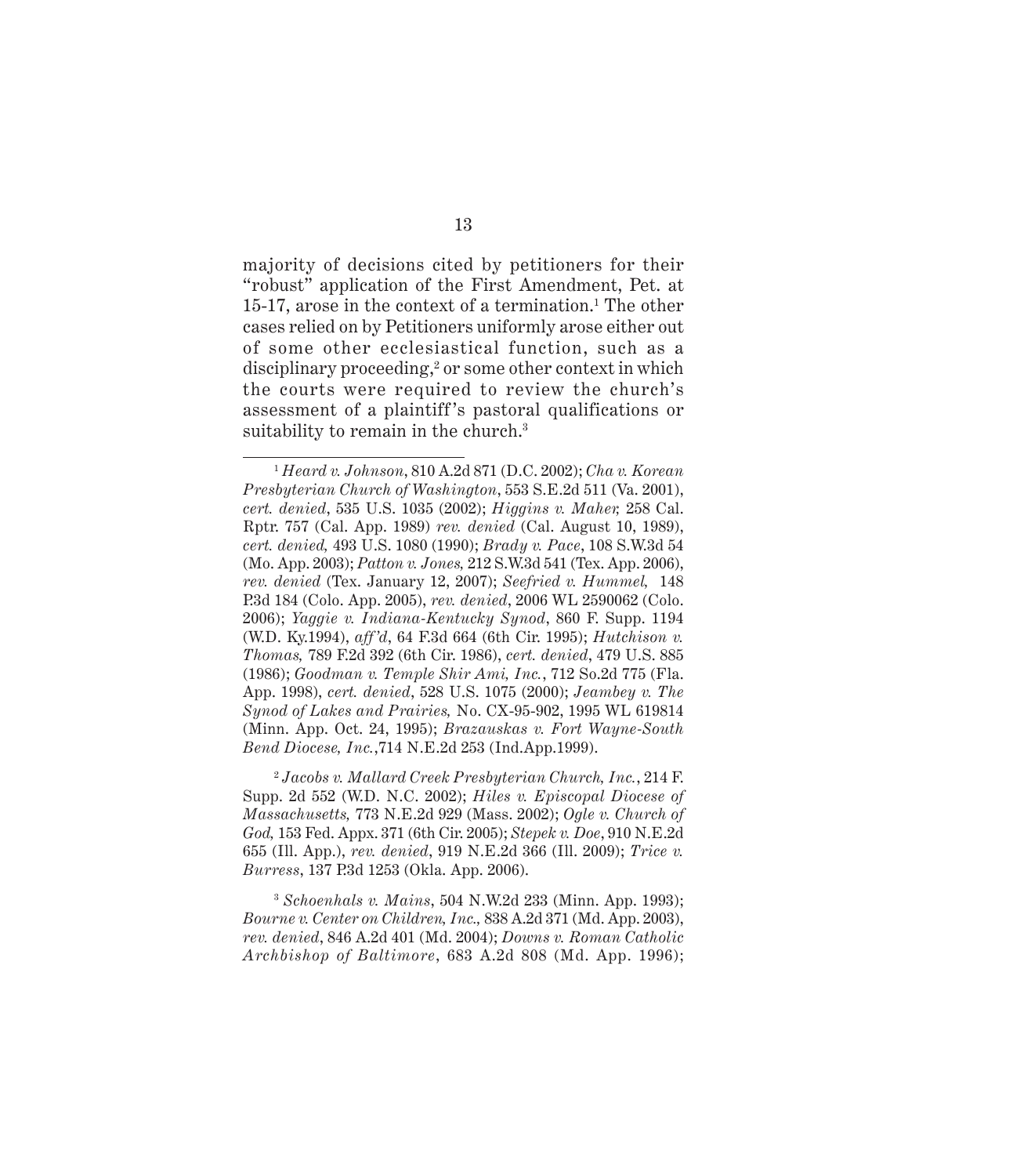majority of decisions cited by petitioners for their "robust" application of the First Amendment, Pet. at 15-17, arose in the context of a termination.[1] The other cases relied on by Petitioners uniformly arose either out of some other ecclesiastical function, such as a disciplinary proceeding,[2] or some other context in which the courts were required to review the church's assessment of a plaintiff's pastoral qualifications or suitability to remain in the church.[3]

---

[1] *Heard v. Johnson*, 810 A.2d 871 (D.C. 2002); *Cha v. Korean Presbyterian Church of Washington*, 553 S.E.2d 511 (Va. 2001), *cert. denied*, 535 U.S. 1035 (2002); *Higgins v. Maher,* 258 Cal. Rptr. 757 (Cal. App. 1989) *rev. denied* (Cal. August 10, 1989), *cert. denied,* 493 U.S. 1080 (1990); *Brady v. Pace*, 108 S.W.3d 54 (Mo. App. 2003); *Patton v. Jones,* 212 S.W.3d 541 (Tex. App. 2006), *rev. denied* (Tex. January 12, 2007); *Seefried v. Hummel,* 148 P.3d 184 (Colo. App. 2005), *rev. denied*, 2006 WL 2590062 (Colo. 2006); *Yaggie v. Indiana-Kentucky Synod*, 860 F. Supp. 1194 (W.D. Ky.1994), *aff'd*, 64 F.3d 664 (6th Cir. 1995); *Hutchison v. Thomas,* 789 F.2d 392 (6th Cir. 1986), *cert. denied*, 479 U.S. 885 (1986); *Goodman v. Temple Shir Ami, Inc.*, 712 So.2d 775 (Fla. App. 1998), *cert. denied*, 528 U.S. 1075 (2000); *Jeambey v. The Synod of Lakes and Prairies,* No. CX-95-902, 1995 WL 619814 (Minn. App. Oct. 24, 1995); *Brazauskas v. Fort Wayne-South Bend Diocese, Inc.*,714 N.E.2d 253 (Ind.App.1999).

[2] *Jacobs v. Mallard Creek Presbyterian Church, Inc.*, 214 F. Supp. 2d 552 (W.D. N.C. 2002); *Hiles v. Episcopal Diocese of Massachusetts,* 773 N.E.2d 929 (Mass. 2002); *Ogle v. Church of God,* 153 Fed. Appx. 371 (6th Cir. 2005); *Stepek v. Doe*, 910 N.E.2d 655 (Ill. App.), *rev. denied*, 919 N.E.2d 366 (Ill. 2009); *Trice v. Burress*, 137 P.3d 1253 (Okla. App. 2006).

[3] *Schoenhals v. Mains*, 504 N.W.2d 233 (Minn. App. 1993); *Bourne v. Center on Children, Inc.,* 838 A.2d 371 (Md. App. 2003), *rev. denied*, 846 A.2d 401 (Md. 2004); *Downs v. Roman Catholic Archbishop of Baltimore*, 683 A.2d 808 (Md. App. 1996);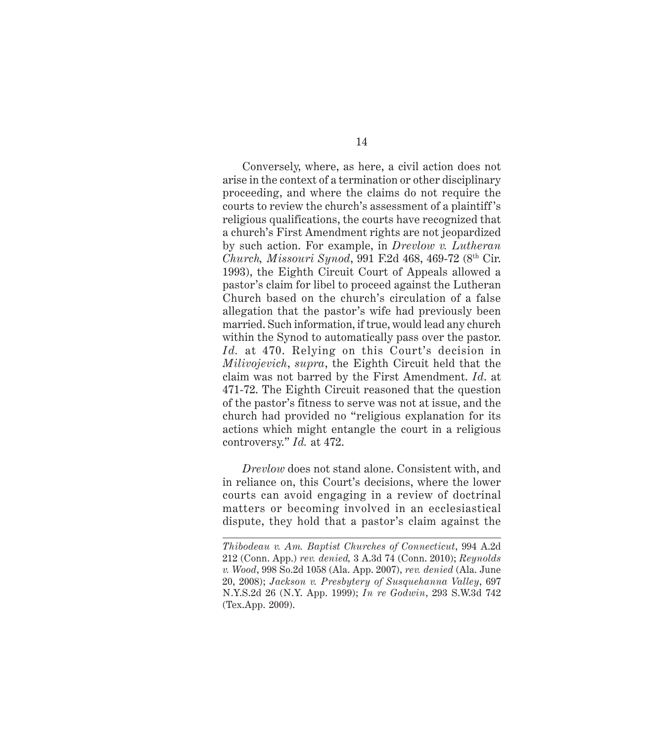Conversely, where, as here, a civil action does not arise in the context of a termination or other disciplinary proceeding, and where the claims do not require the courts to review the church's assessment of a plaintiff's religious qualifications, the courts have recognized that a church's First Amendment rights are not jeopardized by such action. For example, in *Drevlow v. Lutheran Church, Missouri Synod*, 991 F.2d 468, 469-72 (8th Cir. 1993), the Eighth Circuit Court of Appeals allowed a pastor's claim for libel to proceed against the Lutheran Church based on the church's circulation of a false allegation that the pastor's wife had previously been married. Such information, if true, would lead any church within the Synod to automatically pass over the pastor. *Id.* at 470. Relying on this Court's decision in *Milivojevich*, *supra*, the Eighth Circuit held that the claim was not barred by the First Amendment. *Id*. at 471-72. The Eighth Circuit reasoned that the question of the pastor's fitness to serve was not at issue, and the church had provided no "religious explanation for its actions which might entangle the court in a religious controversy." *Id.* at 472.

*Drevlow* does not stand alone. Consistent with, and in reliance on, this Court's decisions, where the lower courts can avoid engaging in a review of doctrinal matters or becoming involved in an ecclesiastical dispute, they hold that a pastor's claim against the

---

*Thibodeau v. Am. Baptist Churches of Connecticut*, 994 A.2d 212 (Conn. App.) *rev. denied,* 3 A.3d 74 (Conn. 2010); *Reynolds v. Wood*, 998 So.2d 1058 (Ala. App. 2007), *rev. denied* (Ala. June 20, 2008); *Jackson v. Presbytery of Susquehanna Valley*, 697 N.Y.S.2d 26 (N.Y. App. 1999); *In re Godwin*, 293 S.W.3d 742 (Tex.App. 2009).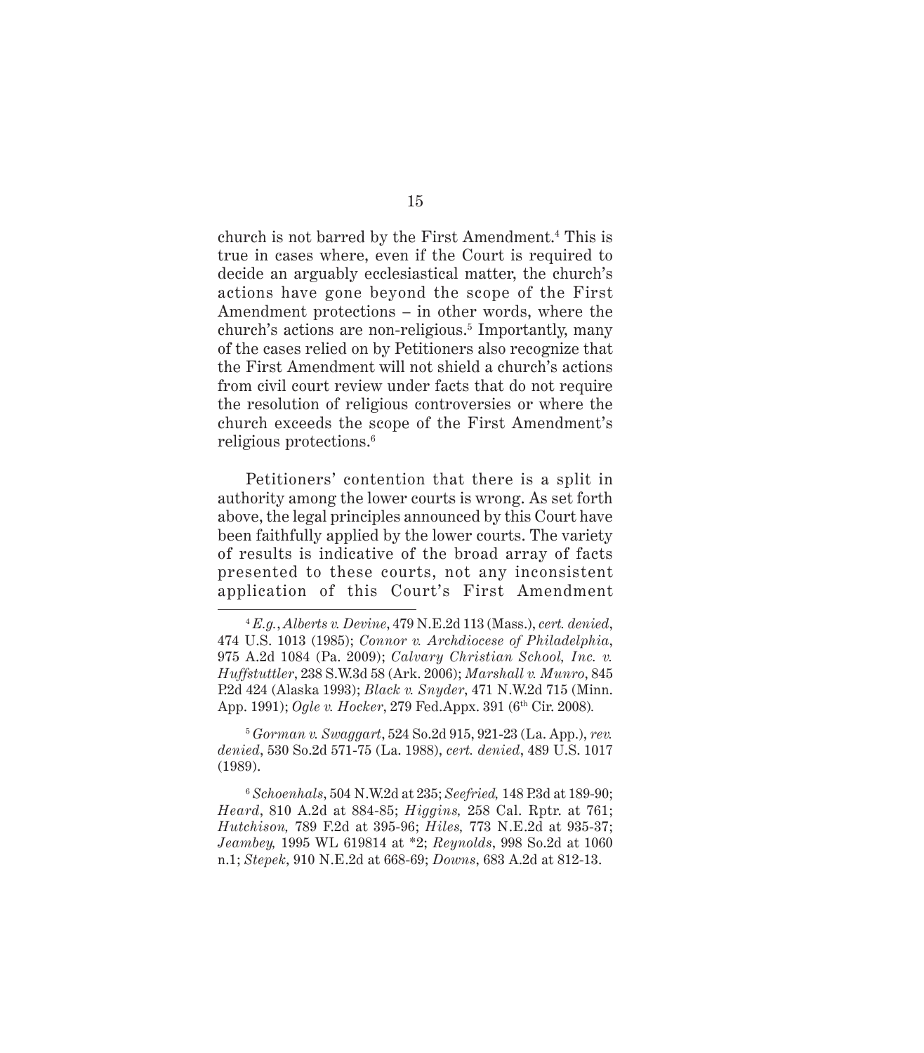church is not barred by the First Amendment.[4] This is true in cases where, even if the Court is required to decide an arguably ecclesiastical matter, the church's actions have gone beyond the scope of the First Amendment protections – in other words, where the church's actions are non-religious.[5] Importantly, many of the cases relied on by Petitioners also recognize that the First Amendment will not shield a church's actions from civil court review under facts that do not require the resolution of religious controversies or where the church exceeds the scope of the First Amendment's religious protections.[6]

Petitioners' contention that there is a split in authority among the lower courts is wrong. As set forth above, the legal principles announced by this Court have been faithfully applied by the lower courts. The variety of results is indicative of the broad array of facts presented to these courts, not any inconsistent application of this Court's First Amendment

---

[4] *E.g.*, *Alberts v. Devine*, 479 N.E.2d 113 (Mass.), *cert. denied*, 474 U.S. 1013 (1985); *Connor v. Archdiocese of Philadelphia*, 975 A.2d 1084 (Pa. 2009); *Calvary Christian School, Inc. v. Huffstuttler*, 238 S.W.3d 58 (Ark. 2006); *Marshall v. Munro*, 845 P.2d 424 (Alaska 1993); *Black v. Snyder*, 471 N.W.2d 715 (Minn. App. 1991); *Ogle v. Hocker*, 279 Fed.Appx. 391 (6th Cir. 2008).

[5] *Gorman v. Swaggart*, 524 So.2d 915, 921-23 (La. App.), *rev. denied*, 530 So.2d 571-75 (La. 1988), *cert. denied*, 489 U.S. 1017 (1989).

[6] *Schoenhals*, 504 N.W.2d at 235; *Seefried*, 148 P.3d at 189-90; *Heard*, 810 A.2d at 884-85; *Higgins*, 258 Cal. Rptr. at 761; *Hutchison*, 789 F.2d at 395-96; *Hiles*, 773 N.E.2d at 935-37; *Jeambey*, 1995 WL 619814 at *2; *Reynolds*, 998 So.2d at 1060 n.1; *Stepek*, 910 N.E.2d at 668-69; *Downs*, 683 A.2d at 812-13.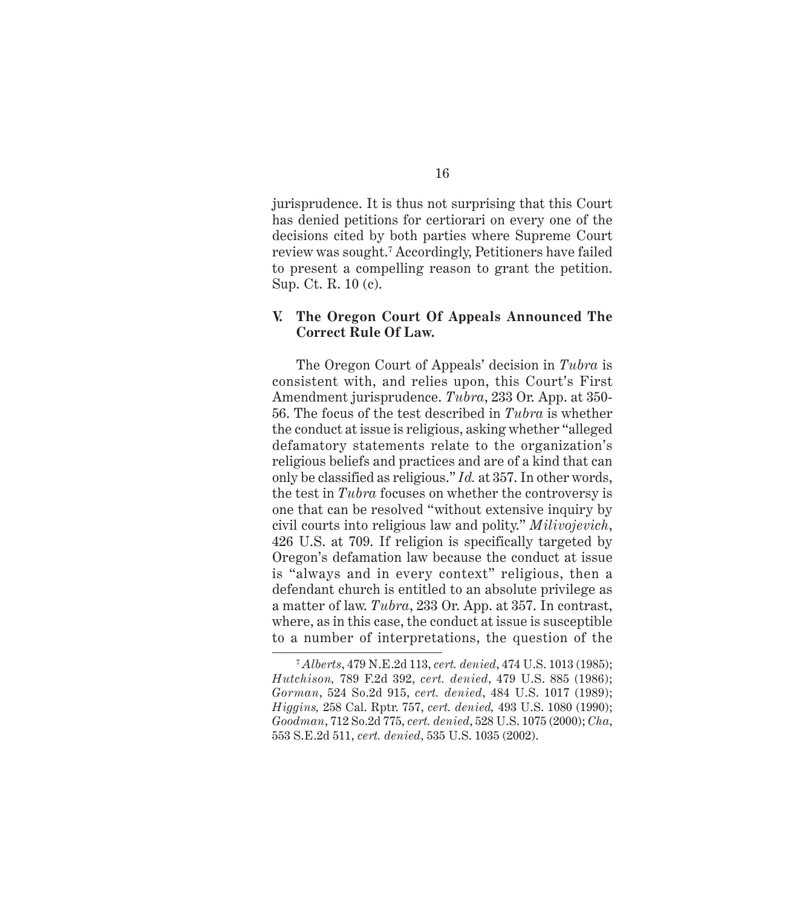jurisprudence. It is thus not surprising that this Court has denied petitions for certiorari on every one of the decisions cited by both parties where Supreme Court review was sought.[7] Accordingly, Petitioners have failed to present a compelling reason to grant the petition. Sup. Ct. R. 10 (c).

### V. The Oregon Court Of Appeals Announced The Correct Rule Of Law.

The Oregon Court of Appeals' decision in *Tubra* is consistent with, and relies upon, this Court's First Amendment jurisprudence. *Tubra*, 233 Or. App. at 350-56. The focus of the test described in *Tubra* is whether the conduct at issue is religious, asking whether "alleged defamatory statements relate to the organization's religious beliefs and practices and are of a kind that can only be classified as religious." *Id.* at 357. In other words, the test in *Tubra* focuses on whether the controversy is one that can be resolved "without extensive inquiry by civil courts into religious law and polity." *Milivojevich*, 426 U.S. at 709. If religion is specifically targeted by Oregon's defamation law because the conduct at issue is "always and in every context" religious, then a defendant church is entitled to an absolute privilege as a matter of law. *Tubra*, 233 Or. App. at 357. In contrast, where, as in this case, the conduct at issue is susceptible to a number of interpretations, the question of the

---

[7] *Alberts*, 479 N.E.2d 113, *cert. denied*, 474 U.S. 1013 (1985); *Hutchison,* 789 F.2d 392, *cert. denied*, 479 U.S. 885 (1986); *Gorman*, 524 So.2d 915, *cert. denied*, 484 U.S. 1017 (1989); *Higgins,* 258 Cal. Rptr. 757, *cert. denied,* 493 U.S. 1080 (1990); *Goodman*, 712 So.2d 775, *cert. denied*, 528 U.S. 1075 (2000); *Cha*, 553 S.E.2d 511, *cert. denied*, 535 U.S. 1035 (2002).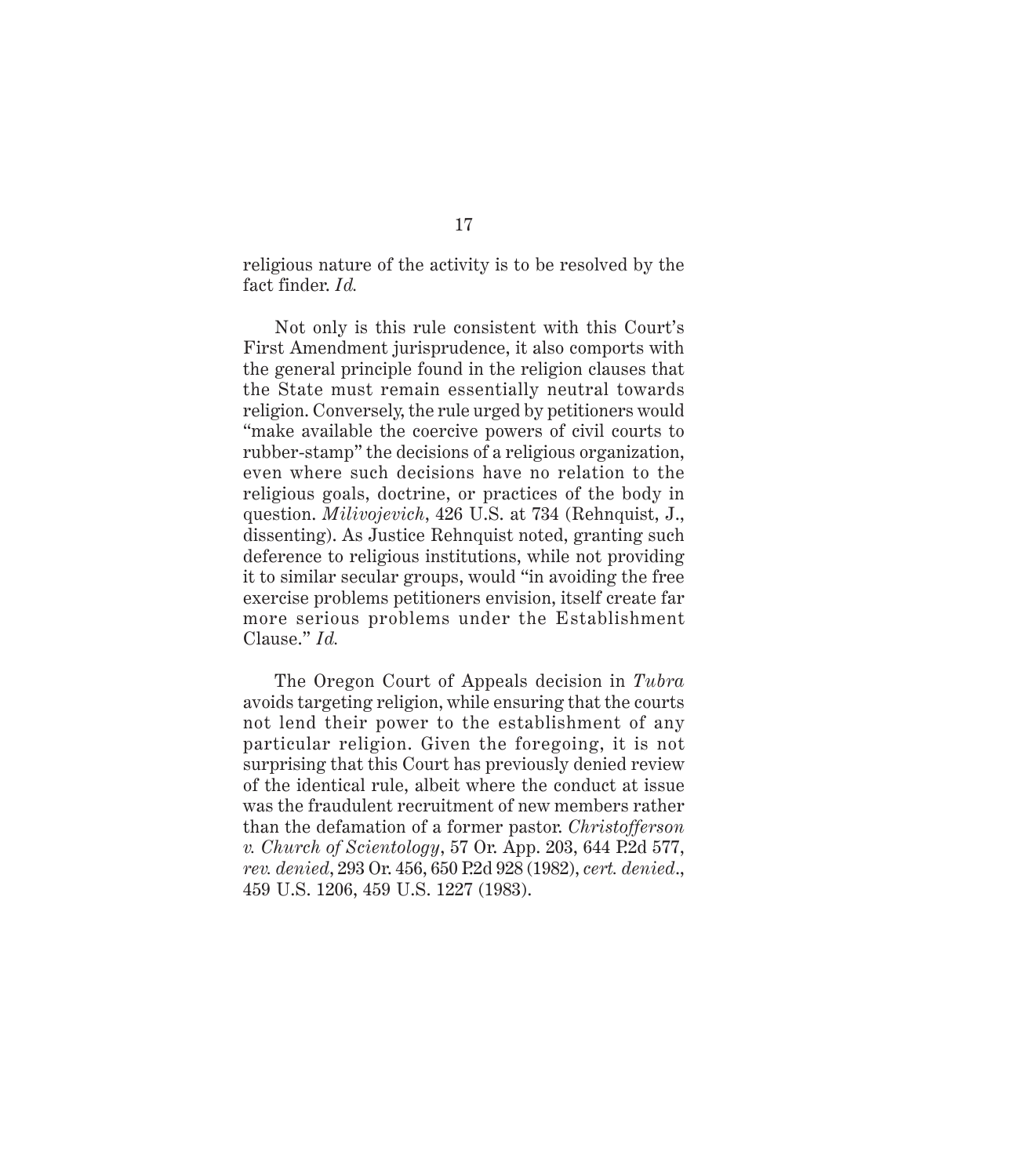religious nature of the activity is to be resolved by the fact finder. *Id.*

Not only is this rule consistent with this Court's First Amendment jurisprudence, it also comports with the general principle found in the religion clauses that the State must remain essentially neutral towards religion. Conversely, the rule urged by petitioners would "make available the coercive powers of civil courts to rubber-stamp" the decisions of a religious organization, even where such decisions have no relation to the religious goals, doctrine, or practices of the body in question. *Milivojevich*, 426 U.S. at 734 (Rehnquist, J., dissenting). As Justice Rehnquist noted, granting such deference to religious institutions, while not providing it to similar secular groups, would "in avoiding the free exercise problems petitioners envision, itself create far more serious problems under the Establishment Clause." *Id.*

The Oregon Court of Appeals decision in *Tubra* avoids targeting religion, while ensuring that the courts not lend their power to the establishment of any particular religion. Given the foregoing, it is not surprising that this Court has previously denied review of the identical rule, albeit where the conduct at issue was the fraudulent recruitment of new members rather than the defamation of a former pastor. *Christofferson v. Church of Scientology*, 57 Or. App. 203, 644 P.2d 577, *rev. denied*, 293 Or. 456, 650 P.2d 928 (1982), *cert. denied.*, 459 U.S. 1206, 459 U.S. 1227 (1983).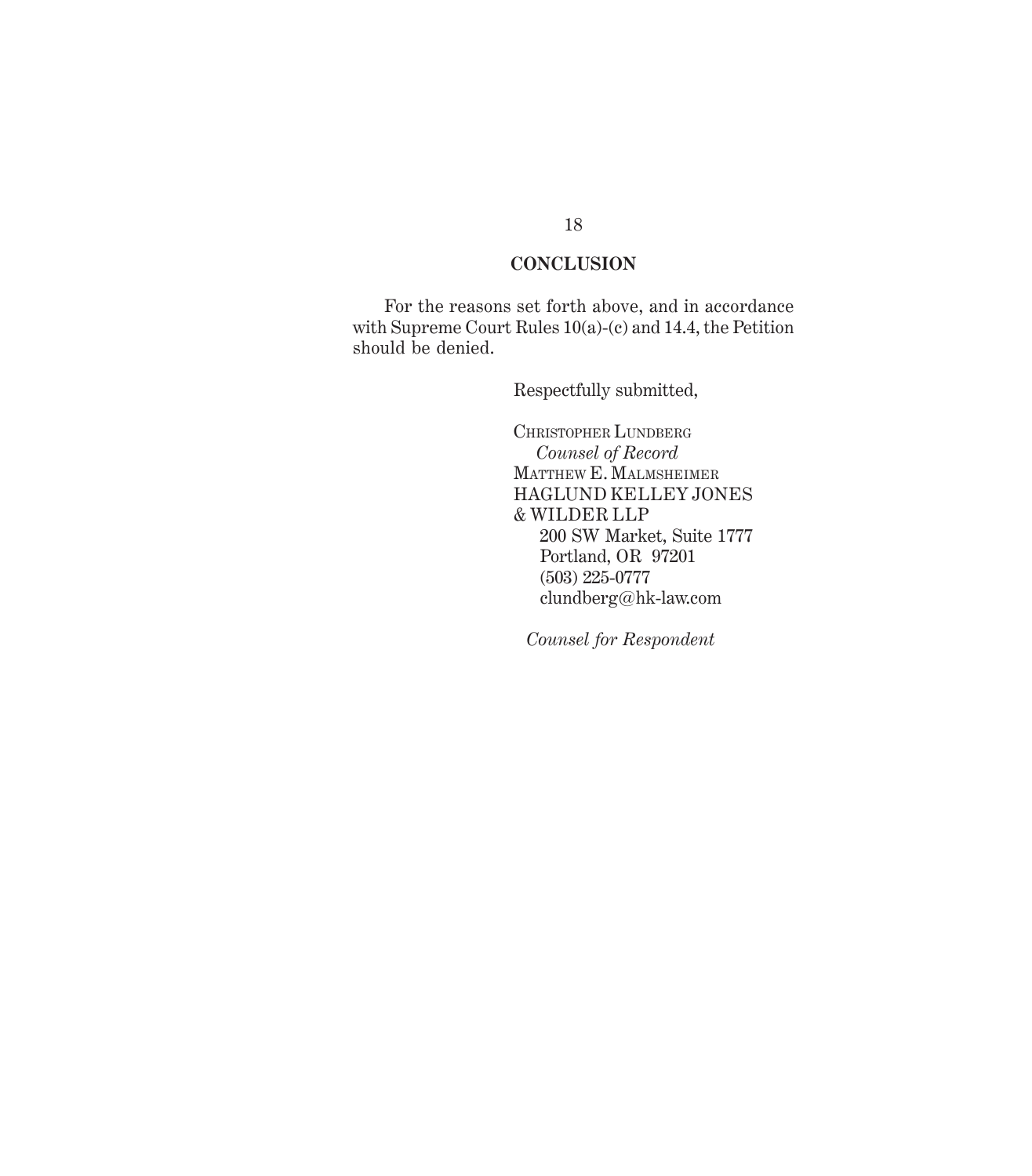## CONCLUSION

For the reasons set forth above, and in accordance with Supreme Court Rules 10(a)-(c) and 14.4, the Petition should be denied.

Respectfully submitted,

Christopher Lundberg
*Counsel of Record*
Matthew E. Malmsheimer
HAGLUND KELLEY JONES & WILDER LLP
200 SW Market, Suite 1777
Portland, OR 97201
(503) 225-0777
clundberg@hk-law.com

*Counsel for Respondent*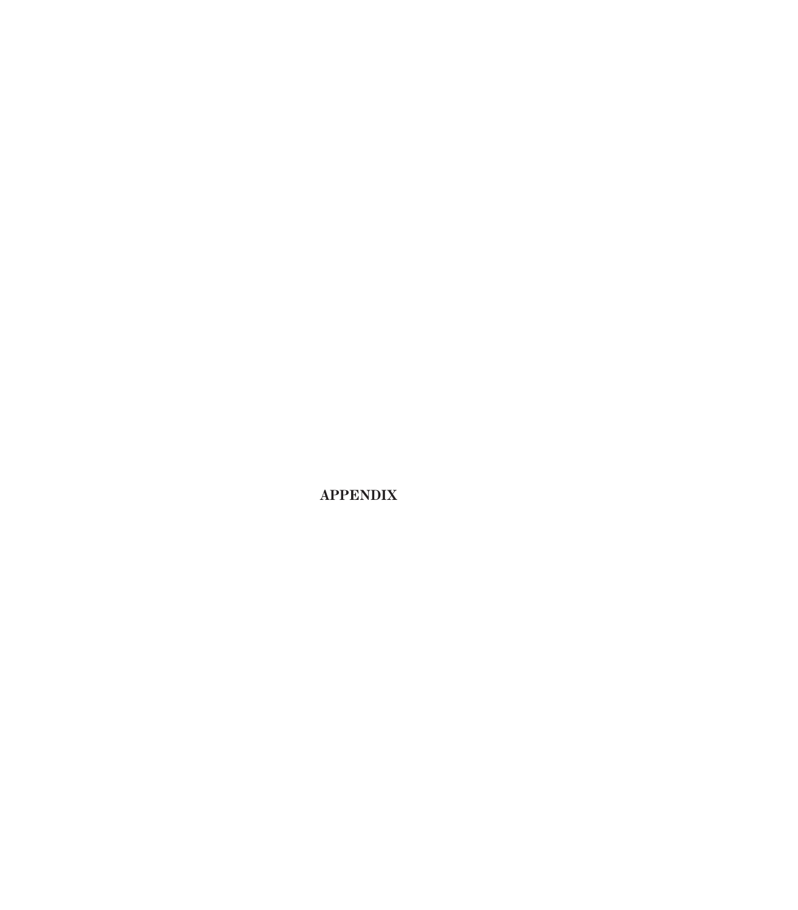# APPENDIX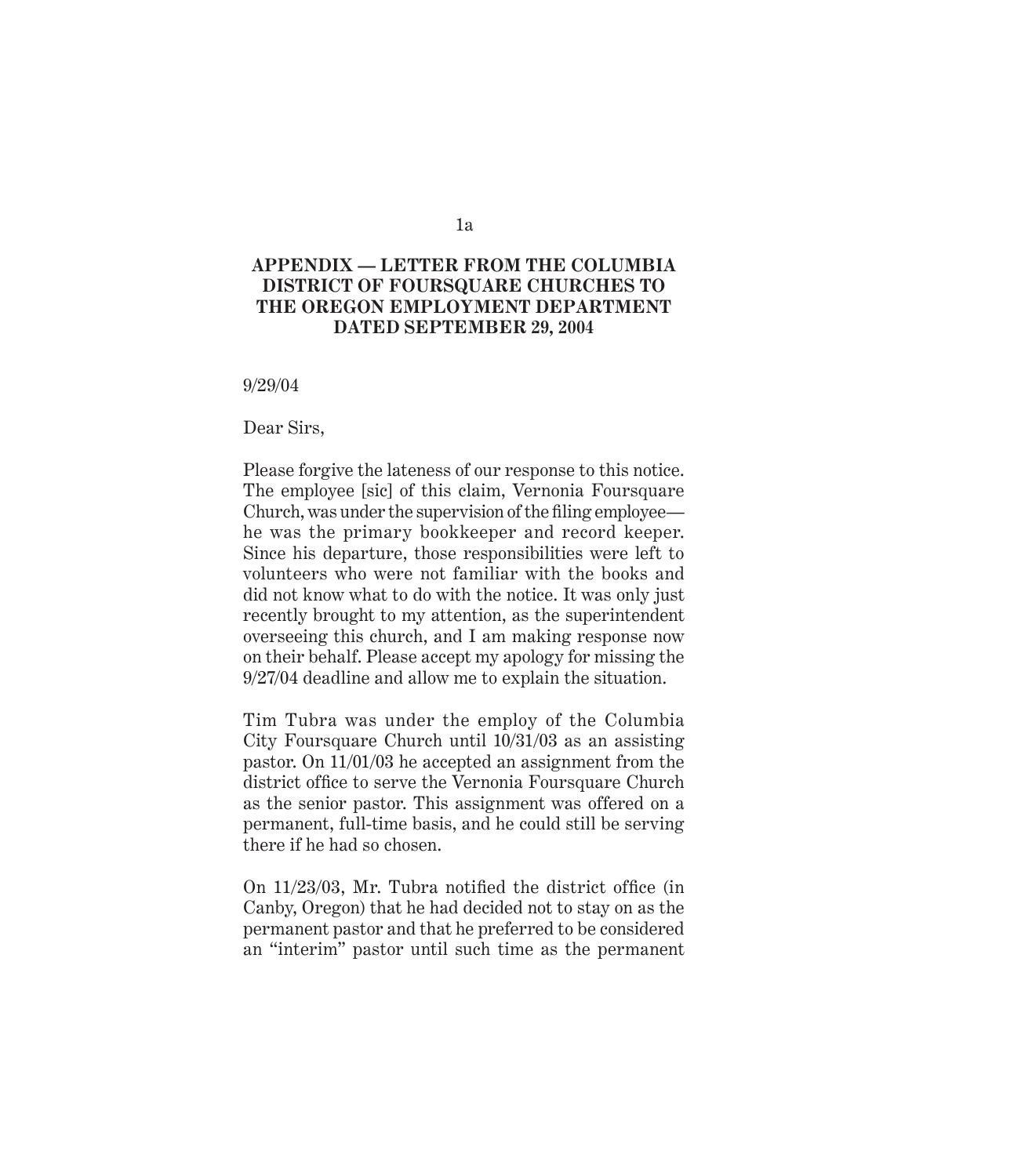## APPENDIX — LETTER FROM THE COLUMBIA DISTRICT OF FOURSQUARE CHURCHES TO THE OREGON EMPLOYMENT DEPARTMENT DATED SEPTEMBER 29, 2004

9/29/04

Dear Sirs,

Please forgive the lateness of our response to this notice. The employee [sic] of this claim, Vernonia Foursquare Church, was under the supervision of the filing employee—he was the primary bookkeeper and record keeper. Since his departure, those responsibilities were left to volunteers who were not familiar with the books and did not know what to do with the notice. It was only just recently brought to my attention, as the superintendent overseeing this church, and I am making response now on their behalf. Please accept my apology for missing the 9/27/04 deadline and allow me to explain the situation.

Tim Tubra was under the employ of the Columbia City Foursquare Church until 10/31/03 as an assisting pastor. On 11/01/03 he accepted an assignment from the district office to serve the Vernonia Foursquare Church as the senior pastor. This assignment was offered on a permanent, full-time basis, and he could still be serving there if he had so chosen.

On 11/23/03, Mr. Tubra notified the district office (in Canby, Oregon) that he had decided not to stay on as the permanent pastor and that he preferred to be considered an "interim" pastor until such time as the permanent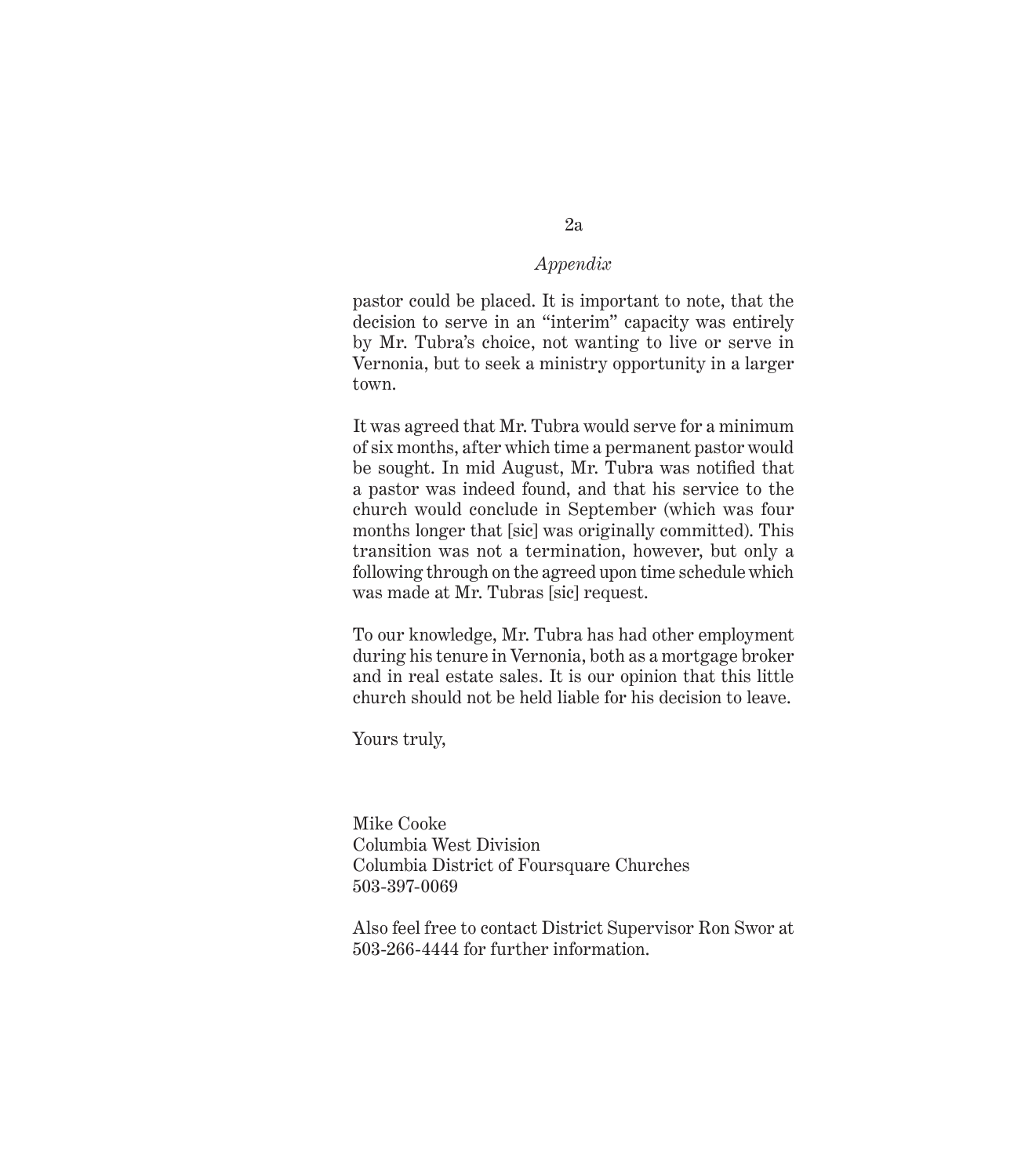pastor could be placed. It is important to note, that the decision to serve in an "interim" capacity was entirely by Mr. Tubra's choice, not wanting to live or serve in Vernonia, but to seek a ministry opportunity in a larger town.

It was agreed that Mr. Tubra would serve for a minimum of six months, after which time a permanent pastor would be sought. In mid August, Mr. Tubra was notified that a pastor was indeed found, and that his service to the church would conclude in September (which was four months longer that [sic] was originally committed). This transition was not a termination, however, but only a following through on the agreed upon time schedule which was made at Mr. Tubras [sic] request.

To our knowledge, Mr. Tubra has had other employment during his tenure in Vernonia, both as a mortgage broker and in real estate sales. It is our opinion that this little church should not be held liable for his decision to leave.

Yours truly,

Mike Cooke
Columbia West Division
Columbia District of Foursquare Churches
503-397-0069

Also feel free to contact District Supervisor Ron Swor at 503-266-4444 for further information.